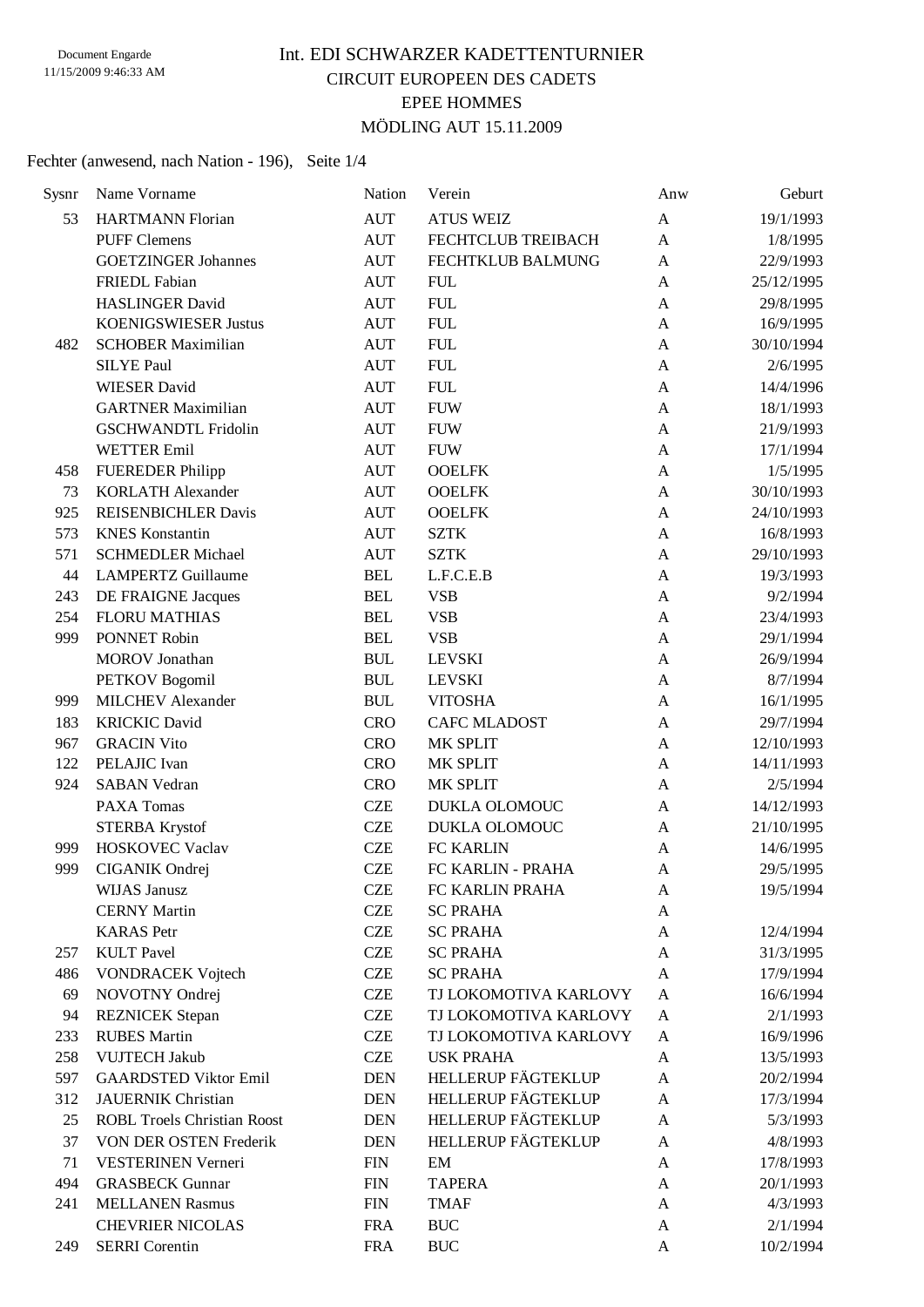Document Engarde
11/15/2009 9:46:33 AM

# Int. EDI SCHWARZER KADETTENTURNIER

## CIRCUIT EUROPEEN DES CADETS

## EPEE HOMMES

## MÖDLING AUT 15.11.2009

Fechter (anwesend, nach Nation - 196), Seite 1/4

| Sysnr | Name Vorname | Nation | Verein | Anw | Geburt |
|---|---|---|---|---|---|
| 53 | HARTMANN Florian | AUT | ATUS WEIZ | A | 19/1/1993 |
| | PUFF Clemens | AUT | FECHTCLUB TREIBACH | A | 1/8/1995 |
| | GOETZINGER Johannes | AUT | FECHTKLUB BALMUNG | A | 22/9/1993 |
| | FRIEDL Fabian | AUT | FUL | A | 25/12/1995 |
| | HASLINGER David | AUT | FUL | A | 29/8/1995 |
| | KOENIGSWIESER Justus | AUT | FUL | A | 16/9/1995 |
| 482 | SCHOBER Maximilian | AUT | FUL | A | 30/10/1994 |
| | SILYE Paul | AUT | FUL | A | 2/6/1995 |
| | WIESER David | AUT | FUL | A | 14/4/1996 |
| | GARTNER Maximilian | AUT | FUW | A | 18/1/1993 |
| | GSCHWANDTL Fridolin | AUT | FUW | A | 21/9/1993 |
| | WETTER Emil | AUT | FUW | A | 17/1/1994 |
| 458 | FUEREDER Philipp | AUT | OOELFK | A | 1/5/1995 |
| 73 | KORLATH Alexander | AUT | OOELFK | A | 30/10/1993 |
| 925 | REISENBICHLER Davis | AUT | OOELFK | A | 24/10/1993 |
| 573 | KNES Konstantin | AUT | SZTK | A | 16/8/1993 |
| 571 | SCHMEDLER Michael | AUT | SZTK | A | 29/10/1993 |
| 44 | LAMPERTZ Guillaume | BEL | L.F.C.E.B | A | 19/3/1993 |
| 243 | DE FRAIGNE Jacques | BEL | VSB | A | 9/2/1994 |
| 254 | FLORU MATHIAS | BEL | VSB | A | 23/4/1993 |
| 999 | PONNET Robin | BEL | VSB | A | 29/1/1994 |
| | MOROV Jonathan | BUL | LEVSKI | A | 26/9/1994 |
| | PETKOV Bogomil | BUL | LEVSKI | A | 8/7/1994 |
| 999 | MILCHEV Alexander | BUL | VITOSHA | A | 16/1/1995 |
| 183 | KRICKIC David | CRO | CAFC MLADOST | A | 29/7/1994 |
| 967 | GRACIN Vito | CRO | MK SPLIT | A | 12/10/1993 |
| 122 | PELAJIC Ivan | CRO | MK SPLIT | A | 14/11/1993 |
| 924 | SABAN Vedran | CRO | MK SPLIT | A | 2/5/1994 |
| | PAXA Tomas | CZE | DUKLA OLOMOUC | A | 14/12/1993 |
| | STERBA Krystof | CZE | DUKLA OLOMOUC | A | 21/10/1995 |
| 999 | HOSKOVEC Vaclav | CZE | FC KARLIN | A | 14/6/1995 |
| 999 | CIGANIK Ondrej | CZE | FC KARLIN - PRAHA | A | 29/5/1995 |
| | WIJAS Janusz | CZE | FC KARLIN PRAHA | A | 19/5/1994 |
| | CERNY Martin | CZE | SC PRAHA | A | |
| | KARAS Petr | CZE | SC PRAHA | A | 12/4/1994 |
| 257 | KULT Pavel | CZE | SC PRAHA | A | 31/3/1995 |
| 486 | VONDRACEK Vojtech | CZE | SC PRAHA | A | 17/9/1994 |
| 69 | NOVOTNY Ondrej | CZE | TJ LOKOMOTIVA KARLOVY | A | 16/6/1994 |
| 94 | REZNICEK Stepan | CZE | TJ LOKOMOTIVA KARLOVY | A | 2/1/1993 |
| 233 | RUBES Martin | CZE | TJ LOKOMOTIVA KARLOVY | A | 16/9/1996 |
| 258 | VUJTECH Jakub | CZE | USK PRAHA | A | 13/5/1993 |
| 597 | GAARDSTED Viktor Emil | DEN | HELLERUP FÄGTEKLUP | A | 20/2/1994 |
| 312 | JAUERNIK Christian | DEN | HELLERUP FÄGTEKLUP | A | 17/3/1994 |
| 25 | ROBL Troels Christian Roost | DEN | HELLERUP FÄGTEKLUP | A | 5/3/1993 |
| 37 | VON DER OSTEN Frederik | DEN | HELLERUP FÄGTEKLUP | A | 4/8/1993 |
| 71 | VESTERINEN Verneri | FIN | EM | A | 17/8/1993 |
| 494 | GRASBECK Gunnar | FIN | TAPERA | A | 20/1/1993 |
| 241 | MELLANEN Rasmus | FIN | TMAF | A | 4/3/1993 |
| | CHEVRIER NICOLAS | FRA | BUC | A | 2/1/1994 |
| 249 | SERRI Corentin | FRA | BUC | A | 10/2/1994 |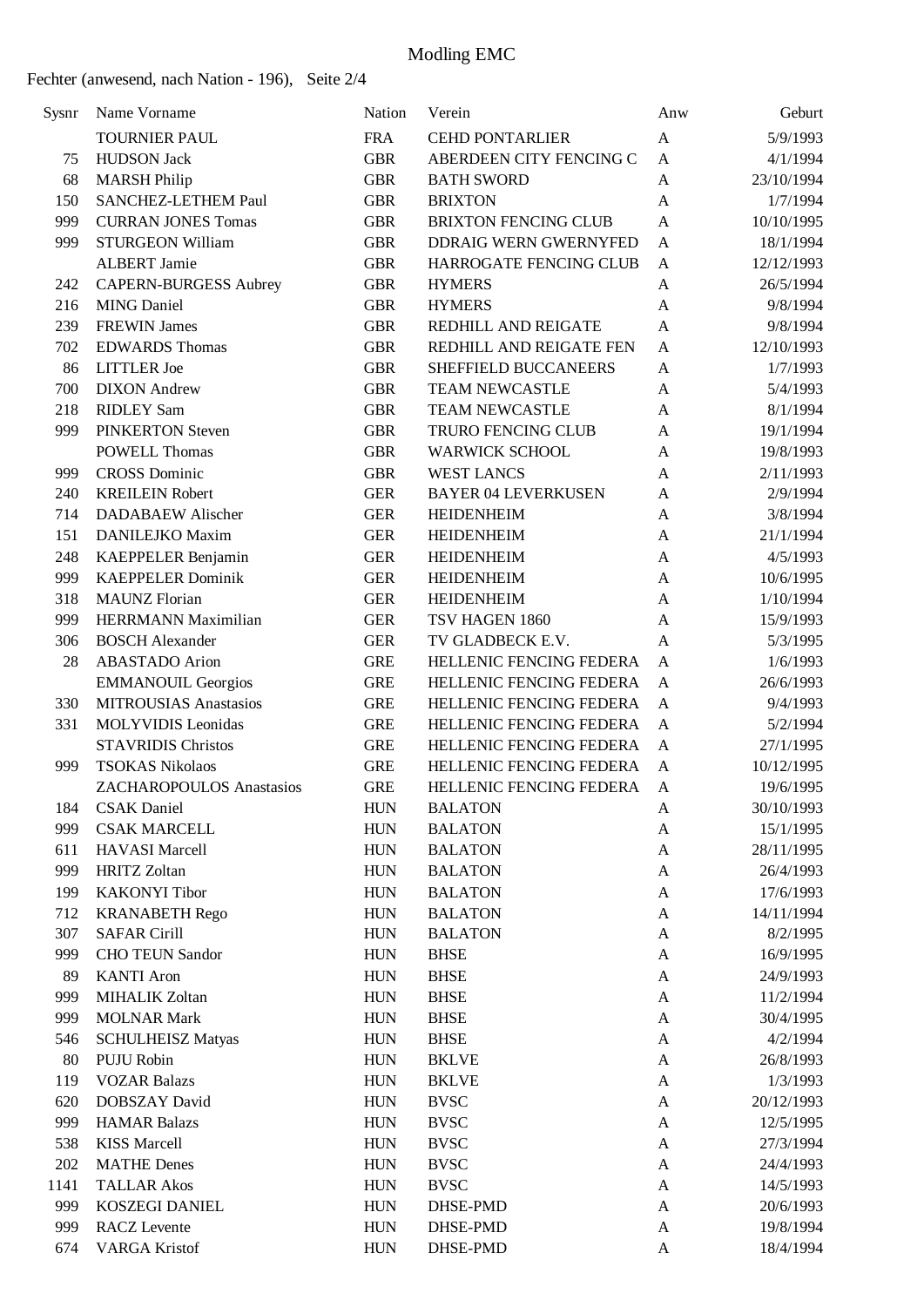# Modling EMC

Fechter (anwesend, nach Nation - 196), Seite 2/4

| Sysnr | Name Vorname | Nation | Verein | Anw | Geburt |
|---|---|---|---|---|---|
| | TOURNIER PAUL | FRA | CEHD PONTARLIER | A | 5/9/1993 |
| 75 | HUDSON Jack | GBR | ABERDEEN CITY FENCING C | A | 4/1/1994 |
| 68 | MARSH Philip | GBR | BATH SWORD | A | 23/10/1994 |
| 150 | SANCHEZ-LETHEM Paul | GBR | BRIXTON | A | 1/7/1994 |
| 999 | CURRAN JONES Tomas | GBR | BRIXTON FENCING CLUB | A | 10/10/1995 |
| 999 | STURGEON William | GBR | DDRAIG WERN GWERNYFED | A | 18/1/1994 |
| | ALBERT Jamie | GBR | HARROGATE FENCING CLUB | A | 12/12/1993 |
| 242 | CAPERN-BURGESS Aubrey | GBR | HYMERS | A | 26/5/1994 |
| 216 | MING Daniel | GBR | HYMERS | A | 9/8/1994 |
| 239 | FREWIN James | GBR | REDHILL AND REIGATE | A | 9/8/1994 |
| 702 | EDWARDS Thomas | GBR | REDHILL AND REIGATE FEN | A | 12/10/1993 |
| 86 | LITTLER Joe | GBR | SHEFFIELD BUCCANEERS | A | 1/7/1993 |
| 700 | DIXON Andrew | GBR | TEAM NEWCASTLE | A | 5/4/1993 |
| 218 | RIDLEY Sam | GBR | TEAM NEWCASTLE | A | 8/1/1994 |
| 999 | PINKERTON Steven | GBR | TRURO FENCING CLUB | A | 19/1/1994 |
| | POWELL Thomas | GBR | WARWICK SCHOOL | A | 19/8/1993 |
| 999 | CROSS Dominic | GBR | WEST LANCS | A | 2/11/1993 |
| 240 | KREILEIN Robert | GER | BAYER 04 LEVERKUSEN | A | 2/9/1994 |
| 714 | DADABAEW Alischer | GER | HEIDENHEIM | A | 3/8/1994 |
| 151 | DANILEJKO Maxim | GER | HEIDENHEIM | A | 21/1/1994 |
| 248 | KAEPPELER Benjamin | GER | HEIDENHEIM | A | 4/5/1993 |
| 999 | KAEPPELER Dominik | GER | HEIDENHEIM | A | 10/6/1995 |
| 318 | MAUNZ Florian | GER | HEIDENHEIM | A | 1/10/1994 |
| 999 | HERRMANN Maximilian | GER | TSV HAGEN 1860 | A | 15/9/1993 |
| 306 | BOSCH Alexander | GER | TV GLADBECK E.V. | A | 5/3/1995 |
| 28 | ABASTADO Arion | GRE | HELLENIC FENCING FEDERA | A | 1/6/1993 |
| | EMMANOUIL Georgios | GRE | HELLENIC FENCING FEDERA | A | 26/6/1993 |
| 330 | MITROUSIAS Anastasios | GRE | HELLENIC FENCING FEDERA | A | 9/4/1993 |
| 331 | MOLYVIDIS Leonidas | GRE | HELLENIC FENCING FEDERA | A | 5/2/1994 |
| | STAVRIDIS Christos | GRE | HELLENIC FENCING FEDERA | A | 27/1/1995 |
| 999 | TSOKAS Nikolaos | GRE | HELLENIC FENCING FEDERA | A | 10/12/1995 |
| | ZACHAROPOULOS Anastasios | GRE | HELLENIC FENCING FEDERA | A | 19/6/1995 |
| 184 | CSAK Daniel | HUN | BALATON | A | 30/10/1993 |
| 999 | CSAK MARCELL | HUN | BALATON | A | 15/1/1995 |
| 611 | HAVASI Marcell | HUN | BALATON | A | 28/11/1995 |
| 999 | HRITZ Zoltan | HUN | BALATON | A | 26/4/1993 |
| 199 | KAKONYI Tibor | HUN | BALATON | A | 17/6/1993 |
| 712 | KRANABETH Rego | HUN | BALATON | A | 14/11/1994 |
| 307 | SAFAR Cirill | HUN | BALATON | A | 8/2/1995 |
| 999 | CHO TEUN Sandor | HUN | BHSE | A | 16/9/1995 |
| 89 | KANTI Aron | HUN | BHSE | A | 24/9/1993 |
| 999 | MIHALIK Zoltan | HUN | BHSE | A | 11/2/1994 |
| 999 | MOLNAR Mark | HUN | BHSE | A | 30/4/1995 |
| 546 | SCHULHEISZ Matyas | HUN | BHSE | A | 4/2/1994 |
| 80 | PUJU Robin | HUN | BKLVE | A | 26/8/1993 |
| 119 | VOZAR Balazs | HUN | BKLVE | A | 1/3/1993 |
| 620 | DOBSZAY David | HUN | BVSC | A | 20/12/1993 |
| 999 | HAMAR Balazs | HUN | BVSC | A | 12/5/1995 |
| 538 | KISS Marcell | HUN | BVSC | A | 27/3/1994 |
| 202 | MATHE Denes | HUN | BVSC | A | 24/4/1993 |
| 1141 | TALLAR Akos | HUN | BVSC | A | 14/5/1993 |
| 999 | KOSZEGI DANIEL | HUN | DHSE-PMD | A | 20/6/1993 |
| 999 | RACZ Levente | HUN | DHSE-PMD | A | 19/8/1994 |
| 674 | VARGA Kristof | HUN | DHSE-PMD | A | 18/4/1994 |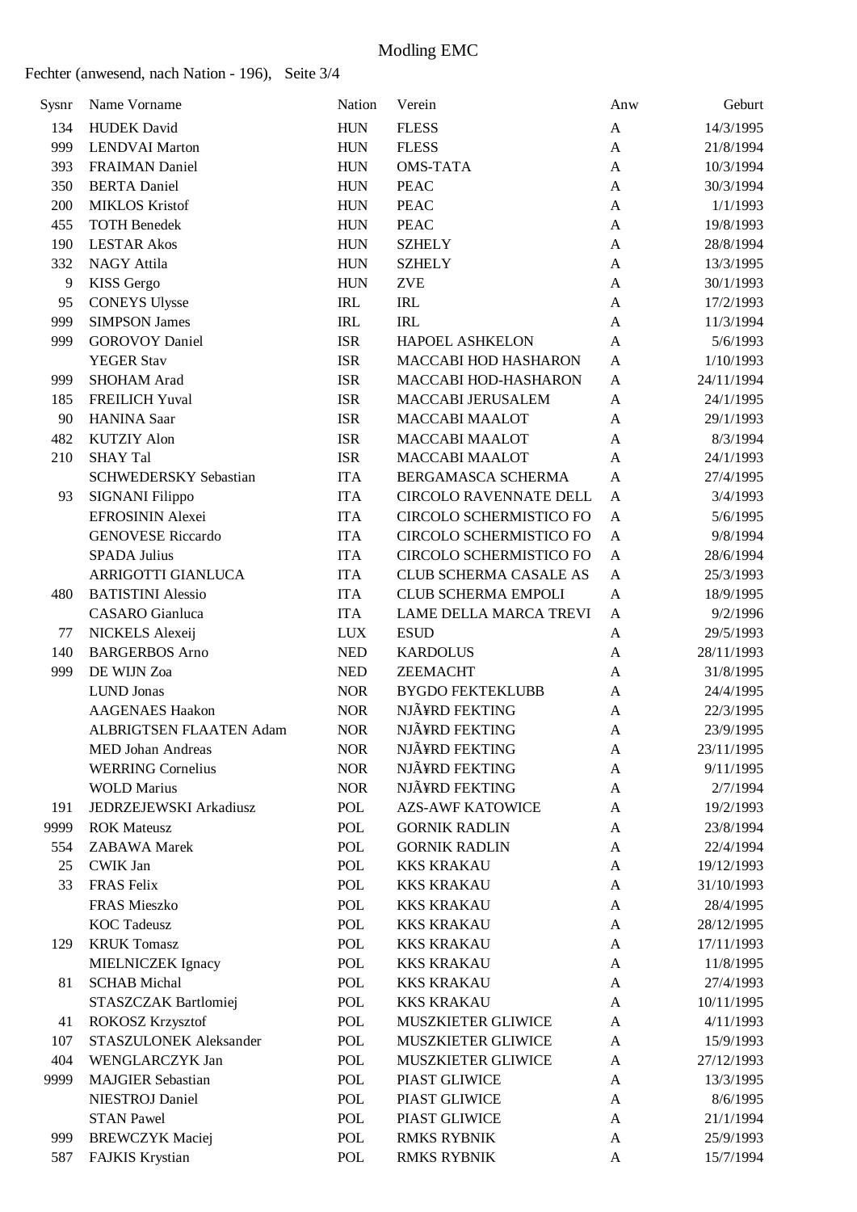# Modling EMC

Fechter (anwesend, nach Nation - 196), Seite 3/4

| Sysnr | Name Vorname | Nation | Verein | Anw | Geburt |
|---|---|---|---|---|---|
| 134 | HUDEK David | HUN | FLESS | A | 14/3/1995 |
| 999 | LENDVAI Marton | HUN | FLESS | A | 21/8/1994 |
| 393 | FRAIMAN Daniel | HUN | OMS-TATA | A | 10/3/1994 |
| 350 | BERTA Daniel | HUN | PEAC | A | 30/3/1994 |
| 200 | MIKLOS Kristof | HUN | PEAC | A | 1/1/1993 |
| 455 | TOTH Benedek | HUN | PEAC | A | 19/8/1993 |
| 190 | LESTAR Akos | HUN | SZHELY | A | 28/8/1994 |
| 332 | NAGY Attila | HUN | SZHELY | A | 13/3/1995 |
| 9 | KISS Gergo | HUN | ZVE | A | 30/1/1993 |
| 95 | CONEYS Ulysse | IRL | IRL | A | 17/2/1993 |
| 999 | SIMPSON James | IRL | IRL | A | 11/3/1994 |
| 999 | GOROVOY Daniel | ISR | HAPOEL ASHKELON | A | 5/6/1993 |
| | YEGER Stav | ISR | MACCABI HOD HASHARON | A | 1/10/1993 |
| 999 | SHOHAM Arad | ISR | MACCABI HOD-HASHARON | A | 24/11/1994 |
| 185 | FREILICH Yuval | ISR | MACCABI JERUSALEM | A | 24/1/1995 |
| 90 | HANINA Saar | ISR | MACCABI MAALOT | A | 29/1/1993 |
| 482 | KUTZIY Alon | ISR | MACCABI MAALOT | A | 8/3/1994 |
| 210 | SHAY Tal | ISR | MACCABI MAALOT | A | 24/1/1993 |
| | SCHWEDERSKY Sebastian | ITA | BERGAMASCA SCHERMA | A | 27/4/1995 |
| 93 | SIGNANI Filippo | ITA | CIRCOLO RAVENNATE DELL | A | 3/4/1993 |
| | EFROSININ Alexei | ITA | CIRCOLO SCHERMISTICO FO | A | 5/6/1995 |
| | GENOVESE Riccardo | ITA | CIRCOLO SCHERMISTICO FO | A | 9/8/1994 |
| | SPADA Julius | ITA | CIRCOLO SCHERMISTICO FO | A | 28/6/1994 |
| | ARRIGOTTI GIANLUCA | ITA | CLUB SCHERMA CASALE AS | A | 25/3/1993 |
| 480 | BATISTINI Alessio | ITA | CLUB SCHERMA EMPOLI | A | 18/9/1995 |
| | CASARO Gianluca | ITA | LAME DELLA MARCA TREVI | A | 9/2/1996 |
| 77 | NICKELS Alexeij | LUX | ESUD | A | 29/5/1993 |
| 140 | BARGERBOS Arno | NED | KARDOLUS | A | 28/11/1993 |
| 999 | DE WIJN Zoa | NED | ZEEMACHT | A | 31/8/1995 |
| | LUND Jonas | NOR | BYGDO FEKTEKLUBB | A | 24/4/1995 |
| | AAGENAES Haakon | NOR | NJÃ¥RD FEKTING | A | 22/3/1995 |
| | ALBRIGTSEN FLAATEN Adam | NOR | NJÃ¥RD FEKTING | A | 23/9/1995 |
| | MED Johan Andreas | NOR | NJÃ¥RD FEKTING | A | 23/11/1995 |
| | WERRING Cornelius | NOR | NJÃ¥RD FEKTING | A | 9/11/1995 |
| | WOLD Marius | NOR | NJÃ¥RD FEKTING | A | 2/7/1994 |
| 191 | JEDRZEJEWSKI Arkadiusz | POL | AZS-AWF KATOWICE | A | 19/2/1993 |
| 9999 | ROK Mateusz | POL | GORNIK RADLIN | A | 23/8/1994 |
| 554 | ZABAWA Marek | POL | GORNIK RADLIN | A | 22/4/1994 |
| 25 | CWIK Jan | POL | KKS KRAKAU | A | 19/12/1993 |
| 33 | FRAS Felix | POL | KKS KRAKAU | A | 31/10/1993 |
| | FRAS Mieszko | POL | KKS KRAKAU | A | 28/4/1995 |
| | KOC Tadeusz | POL | KKS KRAKAU | A | 28/12/1995 |
| 129 | KRUK Tomasz | POL | KKS KRAKAU | A | 17/11/1993 |
| | MIELNICZEK Ignacy | POL | KKS KRAKAU | A | 11/8/1995 |
| 81 | SCHAB Michal | POL | KKS KRAKAU | A | 27/4/1993 |
| | STASZCZAK Bartlomiej | POL | KKS KRAKAU | A | 10/11/1995 |
| 41 | ROKOSZ Krzysztof | POL | MUSZKIETER GLIWICE | A | 4/11/1993 |
| 107 | STASZULONEK Aleksander | POL | MUSZKIETER GLIWICE | A | 15/9/1993 |
| 404 | WENGLARCZYK Jan | POL | MUSZKIETER GLIWICE | A | 27/12/1993 |
| 9999 | MAJGIER Sebastian | POL | PIAST GLIWICE | A | 13/3/1995 |
| | NIESTROJ Daniel | POL | PIAST GLIWICE | A | 8/6/1995 |
| | STAN Pawel | POL | PIAST GLIWICE | A | 21/1/1994 |
| 999 | BREWCZYK Maciej | POL | RMKS RYBNIK | A | 25/9/1993 |
| 587 | FAJKIS Krystian | POL | RMKS RYBNIK | A | 15/7/1994 |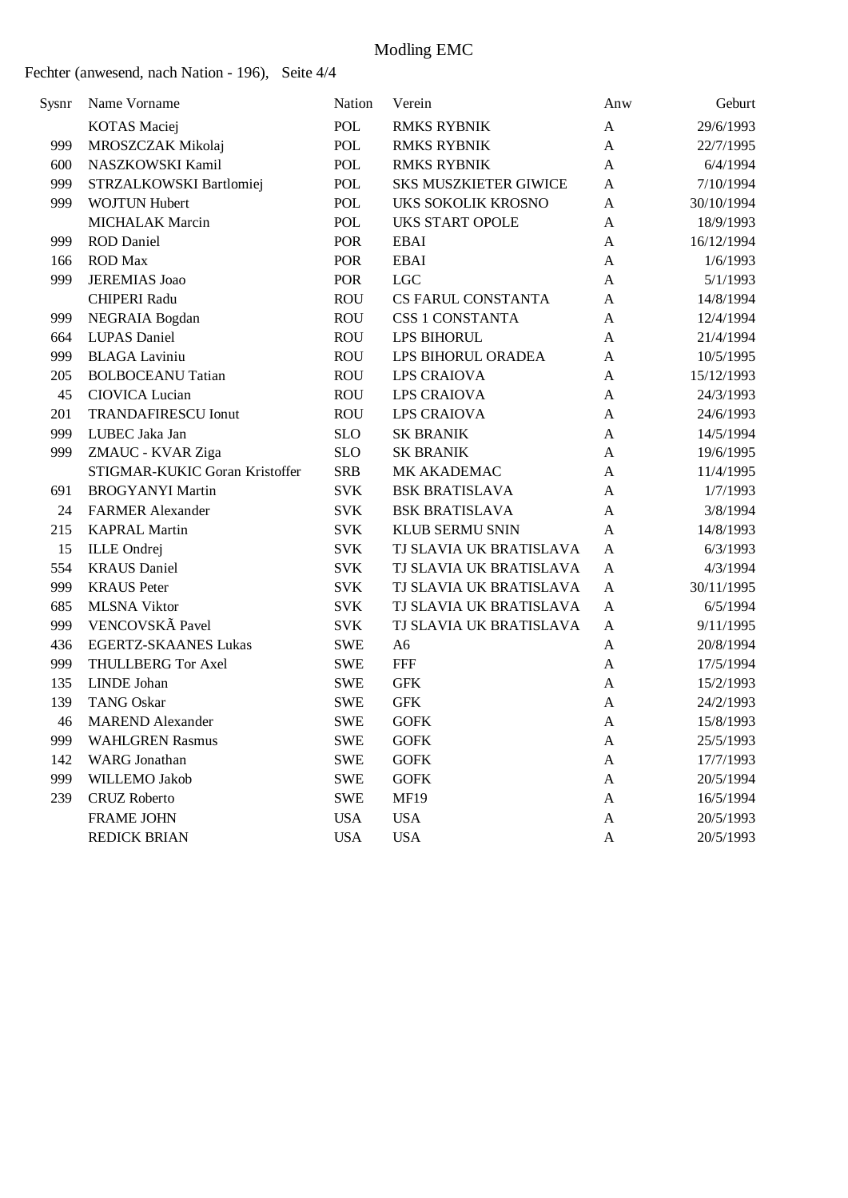# Modling EMC

Fechter (anwesend, nach Nation - 196), Seite 4/4

| Sysnr | Name Vorname | Nation | Verein | Anw | Geburt |
|---|---|---|---|---|---|
| | KOTAS Maciej | POL | RMKS RYBNIK | A | 29/6/1993 |
| 999 | MROSZCZAK Mikolaj | POL | RMKS RYBNIK | A | 22/7/1995 |
| 600 | NASZKOWSKI Kamil | POL | RMKS RYBNIK | A | 6/4/1994 |
| 999 | STRZALKOWSKI Bartlomiej | POL | SKS MUSZKIETER GIWICE | A | 7/10/1994 |
| 999 | WOJTUN Hubert | POL | UKS SOKOLIK KROSNO | A | 30/10/1994 |
| | MICHALAK Marcin | POL | UKS START OPOLE | A | 18/9/1993 |
| 999 | ROD Daniel | POR | EBAI | A | 16/12/1994 |
| 166 | ROD Max | POR | EBAI | A | 1/6/1993 |
| 999 | JEREMIAS Joao | POR | LGC | A | 5/1/1993 |
| | CHIPERI Radu | ROU | CS FARUL CONSTANTA | A | 14/8/1994 |
| 999 | NEGRAIA Bogdan | ROU | CSS 1 CONSTANTA | A | 12/4/1994 |
| 664 | LUPAS Daniel | ROU | LPS BIHORUL | A | 21/4/1994 |
| 999 | BLAGA Laviniu | ROU | LPS BIHORUL ORADEA | A | 10/5/1995 |
| 205 | BOLBOCEANU Tatian | ROU | LPS CRAIOVA | A | 15/12/1993 |
| 45 | CIOVICA Lucian | ROU | LPS CRAIOVA | A | 24/3/1993 |
| 201 | TRANDAFIRESCU Ionut | ROU | LPS CRAIOVA | A | 24/6/1993 |
| 999 | LUBEC Jaka Jan | SLO | SK BRANIK | A | 14/5/1994 |
| 999 | ZMAUC - KVAR Ziga | SLO | SK BRANIK | A | 19/6/1995 |
| | STIGMAR-KUKIC Goran Kristoffer | SRB | MK AKADEMAC | A | 11/4/1995 |
| 691 | BROGYANYI Martin | SVK | BSK BRATISLAVA | A | 1/7/1993 |
| 24 | FARMER Alexander | SVK | BSK BRATISLAVA | A | 3/8/1994 |
| 215 | KAPRAL Martin | SVK | KLUB SERMU SNIN | A | 14/8/1993 |
| 15 | ILLE Ondrej | SVK | TJ SLAVIA UK BRATISLAVA | A | 6/3/1993 |
| 554 | KRAUS Daniel | SVK | TJ SLAVIA UK BRATISLAVA | A | 4/3/1994 |
| 999 | KRAUS Peter | SVK | TJ SLAVIA UK BRATISLAVA | A | 30/11/1995 |
| 685 | MLSNA Viktor | SVK | TJ SLAVIA UK BRATISLAVA | A | 6/5/1994 |
| 999 | VENCOVSKÃ Pavel | SVK | TJ SLAVIA UK BRATISLAVA | A | 9/11/1995 |
| 436 | EGERTZ-SKAANES Lukas | SWE | A6 | A | 20/8/1994 |
| 999 | THULLBERG Tor Axel | SWE | FFF | A | 17/5/1994 |
| 135 | LINDE Johan | SWE | GFK | A | 15/2/1993 |
| 139 | TANG Oskar | SWE | GFK | A | 24/2/1993 |
| 46 | MAREND Alexander | SWE | GOFK | A | 15/8/1993 |
| 999 | WAHLGREN Rasmus | SWE | GOFK | A | 25/5/1993 |
| 142 | WARG Jonathan | SWE | GOFK | A | 17/7/1993 |
| 999 | WILLEMO Jakob | SWE | GOFK | A | 20/5/1994 |
| 239 | CRUZ Roberto | SWE | MF19 | A | 16/5/1994 |
| | FRAME JOHN | USA | USA | A | 20/5/1993 |
| | REDICK BRIAN | USA | USA | A | 20/5/1993 |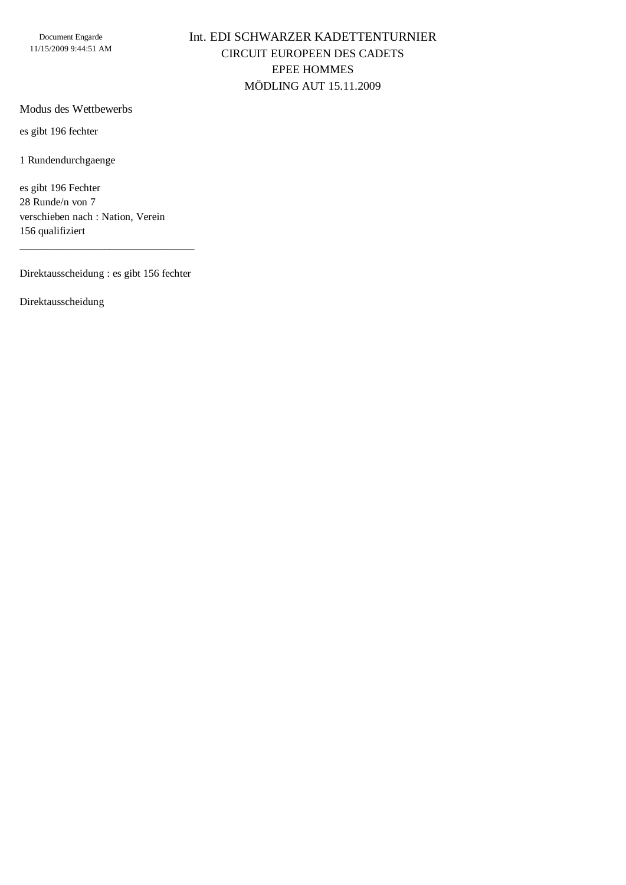# Int. EDI SCHWARZER KADETTENTURNIER

## CIRCUIT EUROPEEN DES CADETS

## EPEE HOMMES

## MÖDLING AUT 15.11.2009

### Modus des Wettbewerbs

es gibt 196 fechter

1 Rundendurchgaenge

es gibt 196 Fechter
28 Runde/n von 7
verschieben nach : Nation, Verein
156 qualifiziert

---

Direktausscheidung : es gibt 156 fechter

Direktausscheidung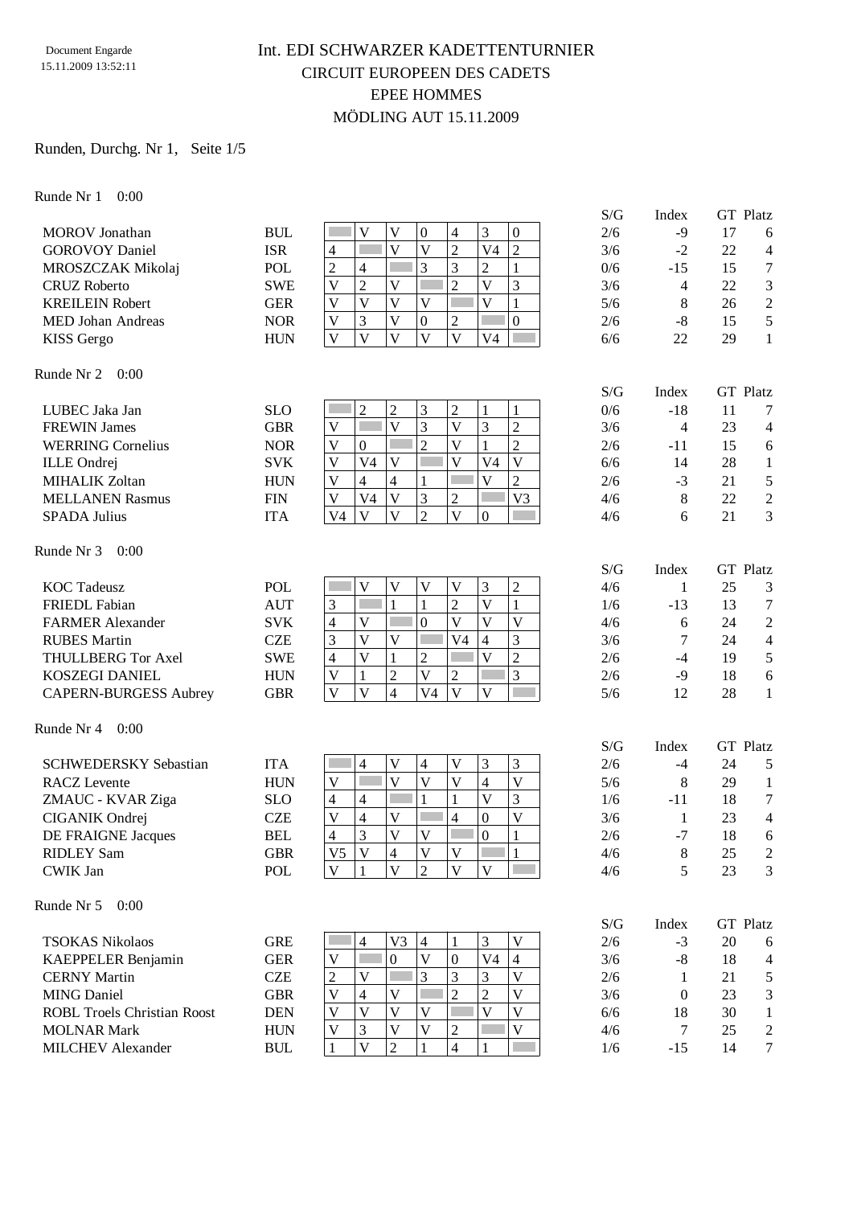Document Engarde
15.11.2009 13:52:11

# Int. EDI SCHWARZER KADETTENTURNIER

## CIRCUIT EUROPEEN DES CADETS

## EPEE HOMMES

## MÖDLING AUT 15.11.2009

Runden, Durchg. Nr 1, Seite 1/5

### Runde Nr 1 0:00

| Name | Nat | 1 | 2 | 3 | 4 | 5 | 6 | 7 | S/G | Index | GT | Platz |
|---|---|---|---|---|---|---|---|---|---|---|---|---|
| MOROV Jonathan | BUL | | V | V | 0 | 4 | 3 | 0 | 2/6 | -9 | 17 | 6 |
| GOROVOY Daniel | ISR | 4 | | V | V | 2 | V4 | 2 | 3/6 | -2 | 22 | 4 |
| MROSZCZAK Mikolaj | POL | 2 | 4 | | 3 | 3 | 2 | 1 | 0/6 | -15 | 15 | 7 |
| CRUZ Roberto | SWE | V | 2 | V | | 2 | V | 3 | 3/6 | 4 | 22 | 3 |
| KREILEIN Robert | GER | V | V | V | V | | V | 1 | 5/6 | 8 | 26 | 2 |
| MED Johan Andreas | NOR | V | 3 | V | 0 | 2 | | 0 | 2/6 | -8 | 15 | 5 |
| KISS Gergo | HUN | V | V | V | V | V | V4 | | 6/6 | 22 | 29 | 1 |

### Runde Nr 2 0:00

| Name | Nat | 1 | 2 | 3 | 4 | 5 | 6 | 7 | S/G | Index | GT | Platz |
|---|---|---|---|---|---|---|---|---|---|---|---|---|
| LUBEC Jaka Jan | SLO | | 2 | 2 | 3 | 2 | 1 | 1 | 0/6 | -18 | 11 | 7 |
| FREWIN James | GBR | V | | V | 3 | V | 3 | 2 | 3/6 | 4 | 23 | 4 |
| WERRING Cornelius | NOR | V | 0 | | 2 | V | 1 | 2 | 2/6 | -11 | 15 | 6 |
| ILLE Ondrej | SVK | V | V4 | V | | V | V4 | V | 6/6 | 14 | 28 | 1 |
| MIHALIK Zoltan | HUN | V | 4 | 4 | 1 | | V | 2 | 2/6 | -3 | 21 | 5 |
| MELLANEN Rasmus | FIN | V | V4 | V | 3 | 2 | | V3 | 4/6 | 8 | 22 | 2 |
| SPADA Julius | ITA | V4 | V | V | 2 | V | 0 | | 4/6 | 6 | 21 | 3 |

### Runde Nr 3 0:00

| Name | Nat | 1 | 2 | 3 | 4 | 5 | 6 | 7 | S/G | Index | GT | Platz |
|---|---|---|---|---|---|---|---|---|---|---|---|---|
| KOC Tadeusz | POL | | V | V | V | V | 3 | 2 | 4/6 | 1 | 25 | 3 |
| FRIEDL Fabian | AUT | 3 | | 1 | 1 | 2 | V | 1 | 1/6 | -13 | 13 | 7 |
| FARMER Alexander | SVK | 4 | V | | 0 | V | V | V | 4/6 | 6 | 24 | 2 |
| RUBES Martin | CZE | 3 | V | V | | V4 | 4 | 3 | 3/6 | 7 | 24 | 4 |
| THULLBERG Tor Axel | SWE | 4 | V | 1 | 2 | | V | 2 | 2/6 | -4 | 19 | 5 |
| KOSZEGI DANIEL | HUN | V | 1 | 2 | V | 2 | | 3 | 2/6 | -9 | 18 | 6 |
| CAPERN-BURGESS Aubrey | GBR | V | V | 4 | V4 | V | V | | 5/6 | 12 | 28 | 1 |

### Runde Nr 4 0:00

| Name | Nat | 1 | 2 | 3 | 4 | 5 | 6 | 7 | S/G | Index | GT | Platz |
|---|---|---|---|---|---|---|---|---|---|---|---|---|
| SCHWEDERSKY Sebastian | ITA | | 4 | V | 4 | V | 3 | 3 | 2/6 | -4 | 24 | 5 |
| RACZ Levente | HUN | V | | V | V | V | 4 | V | 5/6 | 8 | 29 | 1 |
| ZMAUC - KVAR Ziga | SLO | 4 | 4 | | 1 | 1 | V | 3 | 1/6 | -11 | 18 | 7 |
| CIGANIK Ondrej | CZE | V | 4 | V | | 4 | 0 | V | 3/6 | 1 | 23 | 4 |
| DE FRAIGNE Jacques | BEL | 4 | 3 | V | V | | 0 | 1 | 2/6 | -7 | 18 | 6 |
| RIDLEY Sam | GBR | V5 | V | 4 | V | V | | 1 | 4/6 | 8 | 25 | 2 |
| CWIK Jan | POL | V | 1 | V | 2 | V | V | | 4/6 | 5 | 23 | 3 |

### Runde Nr 5 0:00

| Name | Nat | 1 | 2 | 3 | 4 | 5 | 6 | 7 | S/G | Index | GT | Platz |
|---|---|---|---|---|---|---|---|---|---|---|---|---|
| TSOKAS Nikolaos | GRE | | 4 | V3 | 4 | 1 | 3 | V | 2/6 | -3 | 20 | 6 |
| KAEPPELER Benjamin | GER | V | | 0 | V | 0 | V4 | 4 | 3/6 | -8 | 18 | 4 |
| CERNY Martin | CZE | 2 | V | | 3 | 3 | 3 | V | 2/6 | 1 | 21 | 5 |
| MING Daniel | GBR | V | 4 | V | | 2 | 2 | V | 3/6 | 0 | 23 | 3 |
| ROBL Troels Christian Roost | DEN | V | V | V | V | | V | V | 6/6 | 18 | 30 | 1 |
| MOLNAR Mark | HUN | V | 3 | V | V | 2 | | V | 4/6 | 7 | 25 | 2 |
| MILCHEV Alexander | BUL | 1 | V | 2 | 1 | 4 | 1 | | 1/6 | -15 | 14 | 7 |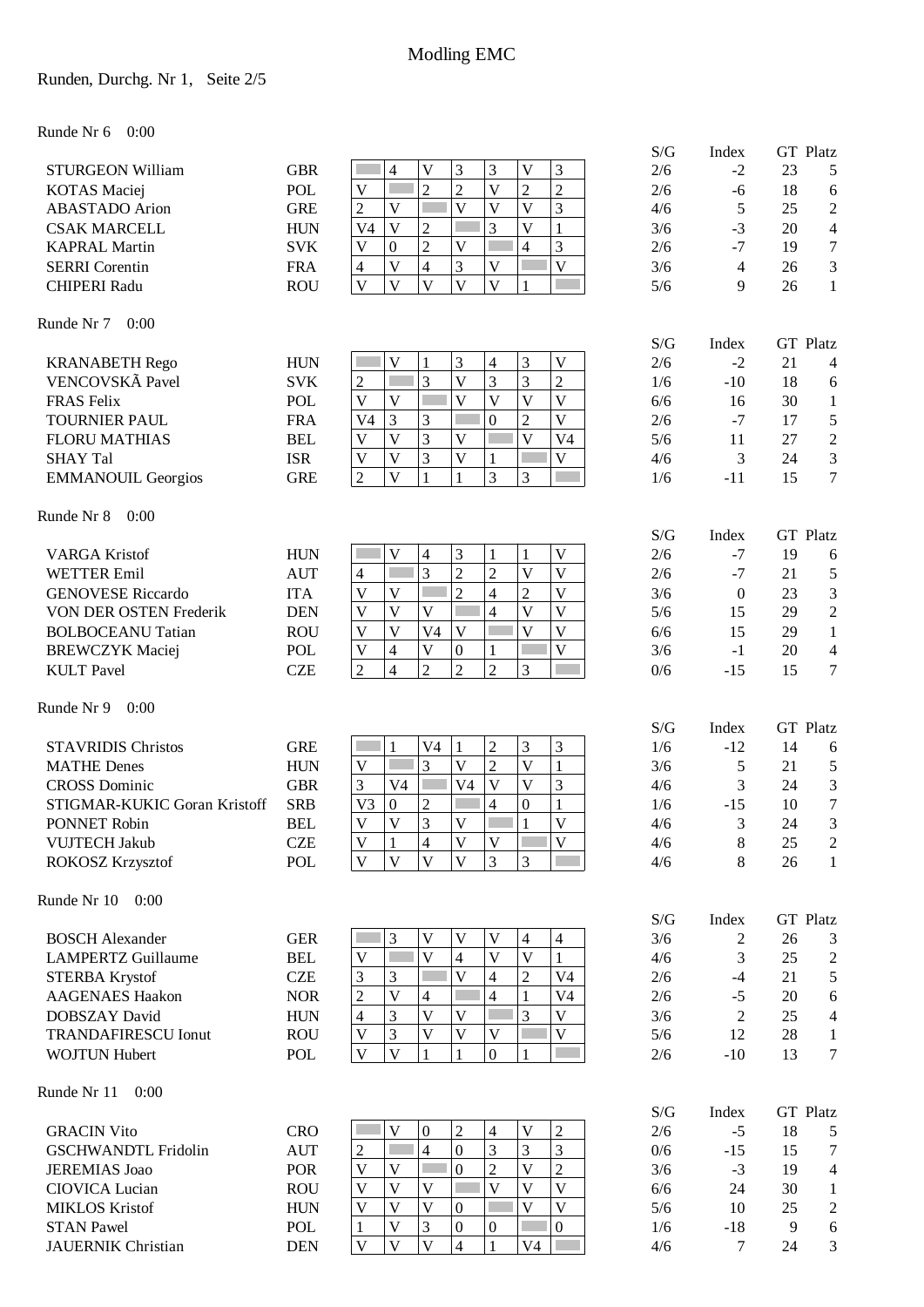# Modling EMC

Runden, Durchg. Nr 1, Seite 2/5

## Runde Nr 6 0:00

| Name | Nat | 1 | 2 | 3 | 4 | 5 | 6 | 7 | S/G | Index | GT | Platz |
|---|---|---|---|---|---|---|---|---|---|---|---|---|
| STURGEON William | GBR | | 4 | V | 3 | 3 | V | 3 | 2/6 | -2 | 23 | 5 |
| KOTAS Maciej | POL | V | | 2 | 2 | V | 2 | 2 | 2/6 | -6 | 18 | 6 |
| ABASTADO Arion | GRE | 2 | V | | V | V | V | 3 | 4/6 | 5 | 25 | 2 |
| CSAK MARCELL | HUN | V4 | V | 2 | | 3 | V | 1 | 3/6 | -3 | 20 | 4 |
| KAPRAL Martin | SVK | V | 0 | 2 | V | | 4 | 3 | 2/6 | -7 | 19 | 7 |
| SERRI Corentin | FRA | 4 | V | 4 | 3 | V | | V | 3/6 | 4 | 26 | 3 |
| CHIPERI Radu | ROU | V | V | V | V | V | 1 | | 5/6 | 9 | 26 | 1 |

## Runde Nr 7 0:00

| Name | Nat | 1 | 2 | 3 | 4 | 5 | 6 | 7 | S/G | Index | GT | Platz |
|---|---|---|---|---|---|---|---|---|---|---|---|---|
| KRANABETH Rego | HUN | | V | 1 | 3 | 4 | 3 | V | 2/6 | -2 | 21 | 4 |
| VENCOVSKÃ Pavel | SVK | 2 | | 3 | V | 3 | 3 | 2 | 1/6 | -10 | 18 | 6 |
| FRAS Felix | POL | V | V | | V | V | V | V | 6/6 | 16 | 30 | 1 |
| TOURNIER PAUL | FRA | V4 | 3 | 3 | | 0 | 2 | V | 2/6 | -7 | 17 | 5 |
| FLORU MATHIAS | BEL | V | V | 3 | V | | V | V4 | 5/6 | 11 | 27 | 2 |
| SHAY Tal | ISR | V | V | 3 | V | 1 | | V | 4/6 | 3 | 24 | 3 |
| EMMANOUIL Georgios | GRE | 2 | V | 1 | 1 | 3 | 3 | | 1/6 | -11 | 15 | 7 |

## Runde Nr 8 0:00

| Name | Nat | 1 | 2 | 3 | 4 | 5 | 6 | 7 | S/G | Index | GT | Platz |
|---|---|---|---|---|---|---|---|---|---|---|---|---|
| VARGA Kristof | HUN | | V | 4 | 3 | 1 | 1 | V | 2/6 | -7 | 19 | 6 |
| WETTER Emil | AUT | 4 | | 3 | 2 | 2 | V | V | 2/6 | -7 | 21 | 5 |
| GENOVESE Riccardo | ITA | V | V | | 2 | 4 | 2 | V | 3/6 | 0 | 23 | 3 |
| VON DER OSTEN Frederik | DEN | V | V | V | | 4 | V | V | 5/6 | 15 | 29 | 2 |
| BOLBOCEANU Tatian | ROU | V | V | V4 | V | | V | V | 6/6 | 15 | 29 | 1 |
| BREWCZYK Maciej | POL | V | 4 | V | 0 | 1 | | V | 3/6 | -1 | 20 | 4 |
| KULT Pavel | CZE | 2 | 4 | 2 | 2 | 2 | 3 | | 0/6 | -15 | 15 | 7 |

## Runde Nr 9 0:00

| Name | Nat | 1 | 2 | 3 | 4 | 5 | 6 | 7 | S/G | Index | GT | Platz |
|---|---|---|---|---|---|---|---|---|---|---|---|---|
| STAVRIDIS Christos | GRE | | 1 | V4 | 1 | 2 | 3 | 3 | 1/6 | -12 | 14 | 6 |
| MATHE Denes | HUN | V | | 3 | V | 2 | V | 1 | 3/6 | 5 | 21 | 5 |
| CROSS Dominic | GBR | 3 | V4 | | V4 | V | V | 3 | 4/6 | 3 | 24 | 3 |
| STIGMAR-KUKIC Goran Kristoff | SRB | V3 | 0 | 2 | | 4 | 0 | 1 | 1/6 | -15 | 10 | 7 |
| PONNET Robin | BEL | V | V | 3 | V | | 1 | V | 4/6 | 3 | 24 | 3 |
| VUJTECH Jakub | CZE | V | 1 | 4 | V | V | | V | 4/6 | 8 | 25 | 2 |
| ROKOSZ Krzysztof | POL | V | V | V | V | 3 | 3 | | 4/6 | 8 | 26 | 1 |

## Runde Nr 10 0:00

| Name | Nat | 1 | 2 | 3 | 4 | 5 | 6 | 7 | S/G | Index | GT | Platz |
|---|---|---|---|---|---|---|---|---|---|---|---|---|
| BOSCH Alexander | GER | | 3 | V | V | V | 4 | 4 | 3/6 | 2 | 26 | 3 |
| LAMPERTZ Guillaume | BEL | V | | V | 4 | V | V | 1 | 4/6 | 3 | 25 | 2 |
| STERBA Krystof | CZE | 3 | 3 | | V | 4 | 2 | V4 | 2/6 | -4 | 21 | 5 |
| AAGENAES Haakon | NOR | 2 | V | 4 | | 4 | 1 | V4 | 2/6 | -5 | 20 | 6 |
| DOBSZAY David | HUN | 4 | 3 | V | V | | 3 | V | 3/6 | 2 | 25 | 4 |
| TRANDAFIRESCU Ionut | ROU | V | 3 | V | V | V | | V | 5/6 | 12 | 28 | 1 |
| WOJTUN Hubert | POL | V | V | 1 | 1 | 0 | 1 | | 2/6 | -10 | 13 | 7 |

## Runde Nr 11 0:00

| Name | Nat | 1 | 2 | 3 | 4 | 5 | 6 | 7 | S/G | Index | GT | Platz |
|---|---|---|---|---|---|---|---|---|---|---|---|---|
| GRACIN Vito | CRO | | V | 0 | 2 | 4 | V | 2 | 2/6 | -5 | 18 | 5 |
| GSCHWANDTL Fridolin | AUT | 2 | | 4 | 0 | 3 | 3 | 3 | 0/6 | -15 | 15 | 7 |
| JEREMIAS Joao | POR | V | V | | 0 | 2 | V | 2 | 3/6 | -3 | 19 | 4 |
| CIOVICA Lucian | ROU | V | V | V | | V | V | V | 6/6 | 24 | 30 | 1 |
| MIKLOS Kristof | HUN | V | V | V | 0 | | V | V | 5/6 | 10 | 25 | 2 |
| STAN Pawel | POL | 1 | V | 3 | 0 | 0 | | 0 | 1/6 | -18 | 9 | 6 |
| JAUERNIK Christian | DEN | V | V | V | 4 | 1 | V4 | | 4/6 | 7 | 24 | 3 |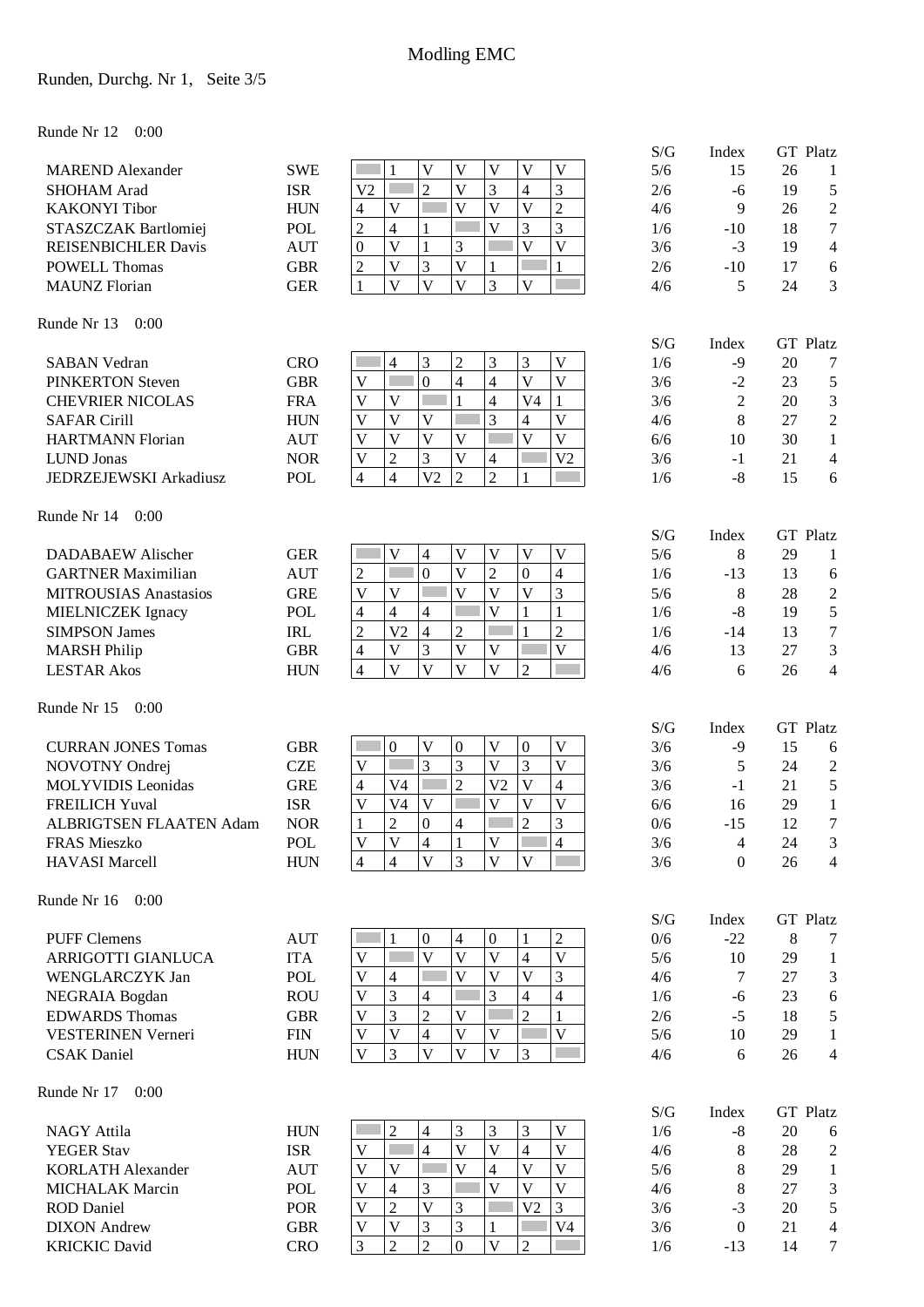# Modling EMC

Runden, Durchg. Nr 1,   Seite 3/5

## Runde Nr 12   0:00

| Name | Nat | 1 | 2 | 3 | 4 | 5 | 6 | 7 | S/G | Index | GT | Platz |
|---|---|---|---|---|---|---|---|---|---|---|---|---|
| MAREND Alexander | SWE | | 1 | V | V | V | V | V | 5/6 | 15 | 26 | 1 |
| SHOHAM Arad | ISR | V2 | | 2 | V | 3 | 4 | 3 | 2/6 | -6 | 19 | 5 |
| KAKONYI Tibor | HUN | 4 | V | | V | V | V | 2 | 4/6 | 9 | 26 | 2 |
| STASZCZAK Bartlomiej | POL | 2 | 4 | 1 | | V | 3 | 3 | 1/6 | -10 | 18 | 7 |
| REISENBICHLER Davis | AUT | 0 | V | 1 | 3 | | V | V | 3/6 | -3 | 19 | 4 |
| POWELL Thomas | GBR | 2 | V | 3 | V | 1 | | 1 | 2/6 | -10 | 17 | 6 |
| MAUNZ Florian | GER | 1 | V | V | V | 3 | V | | 4/6 | 5 | 24 | 3 |

## Runde Nr 13   0:00

| Name | Nat | 1 | 2 | 3 | 4 | 5 | 6 | 7 | S/G | Index | GT | Platz |
|---|---|---|---|---|---|---|---|---|---|---|---|---|
| SABAN Vedran | CRO | | 4 | 3 | 2 | 3 | 3 | V | 1/6 | -9 | 20 | 7 |
| PINKERTON Steven | GBR | V | | 0 | 4 | 4 | V | V | 3/6 | -2 | 23 | 5 |
| CHEVRIER NICOLAS | FRA | V | V | | 1 | 4 | V4 | 1 | 3/6 | 2 | 20 | 3 |
| SAFAR Cirill | HUN | V | V | V | | 3 | 4 | V | 4/6 | 8 | 27 | 2 |
| HARTMANN Florian | AUT | V | V | V | V | | V | V | 6/6 | 10 | 30 | 1 |
| LUND Jonas | NOR | V | 2 | 3 | V | 4 | | V2 | 3/6 | -1 | 21 | 4 |
| JEDRZEJEWSKI Arkadiusz | POL | 4 | 4 | V2 | 2 | 2 | 1 | | 1/6 | -8 | 15 | 6 |

## Runde Nr 14   0:00

| Name | Nat | 1 | 2 | 3 | 4 | 5 | 6 | 7 | S/G | Index | GT | Platz |
|---|---|---|---|---|---|---|---|---|---|---|---|---|
| DADABAEW Alischer | GER | | V | 4 | V | V | V | V | 5/6 | 8 | 29 | 1 |
| GARTNER Maximilian | AUT | 2 | | 0 | V | 2 | 0 | 4 | 1/6 | -13 | 13 | 6 |
| MITROUSIAS Anastasios | GRE | V | V | | V | V | V | 3 | 5/6 | 8 | 28 | 2 |
| MIELNICZEK Ignacy | POL | 4 | 4 | 4 | | V | 1 | 1 | 1/6 | -8 | 19 | 5 |
| SIMPSON James | IRL | 2 | V2 | 4 | 2 | | 1 | 2 | 1/6 | -14 | 13 | 7 |
| MARSH Philip | GBR | 4 | V | 3 | V | V | | V | 4/6 | 13 | 27 | 3 |
| LESTAR Akos | HUN | 4 | V | V | V | V | 2 | | 4/6 | 6 | 26 | 4 |

## Runde Nr 15   0:00

| Name | Nat | 1 | 2 | 3 | 4 | 5 | 6 | 7 | S/G | Index | GT | Platz |
|---|---|---|---|---|---|---|---|---|---|---|---|---|
| CURRAN JONES Tomas | GBR | | 0 | V | 0 | V | 0 | V | 3/6 | -9 | 15 | 6 |
| NOVOTNY Ondrej | CZE | V | | 3 | 3 | V | 3 | V | 3/6 | 5 | 24 | 2 |
| MOLYVIDIS Leonidas | GRE | 4 | V4 | | 2 | V2 | V | 4 | 3/6 | -1 | 21 | 5 |
| FREILICH Yuval | ISR | V | V4 | V | | V | V | V | 6/6 | 16 | 29 | 1 |
| ALBRIGTSEN FLAATEN Adam | NOR | 1 | 2 | 0 | 4 | | 2 | 3 | 0/6 | -15 | 12 | 7 |
| FRAS Mieszko | POL | V | V | 4 | 1 | V | | 4 | 3/6 | 4 | 24 | 3 |
| HAVASI Marcell | HUN | 4 | 4 | V | 3 | V | V | | 3/6 | 0 | 26 | 4 |

## Runde Nr 16   0:00

| Name | Nat | 1 | 2 | 3 | 4 | 5 | 6 | 7 | S/G | Index | GT | Platz |
|---|---|---|---|---|---|---|---|---|---|---|---|---|
| PUFF Clemens | AUT | | 1 | 0 | 4 | 0 | 1 | 2 | 0/6 | -22 | 8 | 7 |
| ARRIGOTTI GIANLUCA | ITA | V | | V | V | V | 4 | V | 5/6 | 10 | 29 | 1 |
| WENGLARCZYK Jan | POL | V | 4 | | V | V | V | 3 | 4/6 | 7 | 27 | 3 |
| NEGRAIA Bogdan | ROU | V | 3 | 4 | | 3 | 4 | 4 | 1/6 | -6 | 23 | 6 |
| EDWARDS Thomas | GBR | V | 3 | 2 | V | | 2 | 1 | 2/6 | -5 | 18 | 5 |
| VESTERINEN Verneri | FIN | V | V | 4 | V | V | | V | 5/6 | 10 | 29 | 1 |
| CSAK Daniel | HUN | V | 3 | V | V | V | 3 | | 4/6 | 6 | 26 | 4 |

## Runde Nr 17   0:00

| Name | Nat | 1 | 2 | 3 | 4 | 5 | 6 | 7 | S/G | Index | GT | Platz |
|---|---|---|---|---|---|---|---|---|---|---|---|---|
| NAGY Attila | HUN | | 2 | 4 | 3 | 3 | 3 | V | 1/6 | -8 | 20 | 6 |
| YEGER Stav | ISR | V | | 4 | V | V | 4 | V | 4/6 | 8 | 28 | 2 |
| KORLATH Alexander | AUT | V | V | | V | 4 | V | V | 5/6 | 8 | 29 | 1 |
| MICHALAK Marcin | POL | V | 4 | 3 | | V | V | V | 4/6 | 8 | 27 | 3 |
| ROD Daniel | POR | V | 2 | V | 3 | | V2 | 3 | 3/6 | -3 | 20 | 5 |
| DIXON Andrew | GBR | V | V | 3 | 3 | 1 | | V4 | 3/6 | 0 | 21 | 4 |
| KRICKIC David | CRO | 3 | 2 | 2 | 0 | V | 2 | | 1/6 | -13 | 14 | 7 |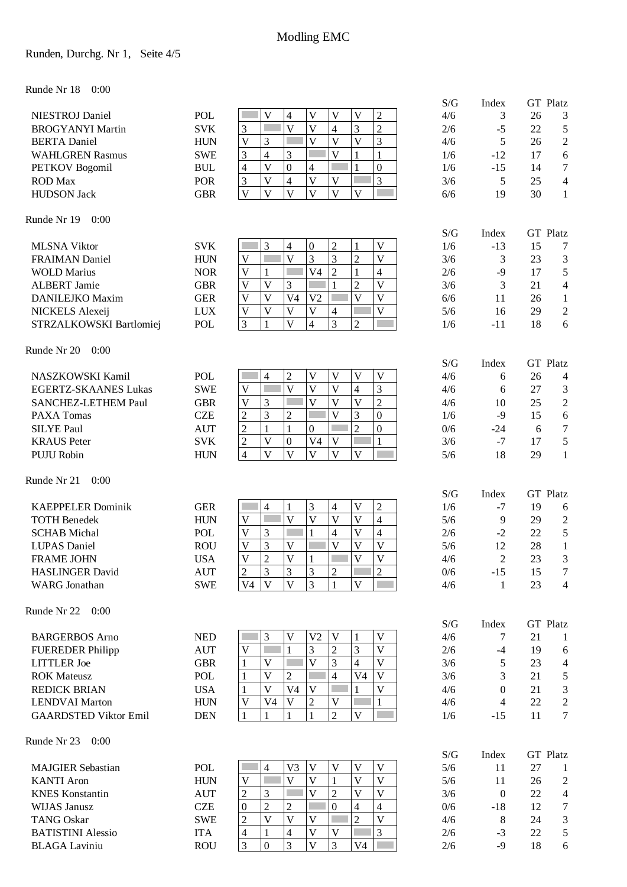# Modling EMC

Runden, Durchg. Nr 1, Seite 4/5

## Runde Nr 18 0:00

| Name | Nat | 1 | 2 | 3 | 4 | 5 | 6 | 7 | S/G | Index | GT | Platz |
|---|---|---|---|---|---|---|---|---|---|---|---|---|
| NIESTROJ Daniel | POL | | V | 4 | V | V | V | 2 | 4/6 | 3 | 26 | 3 |
| BROGYANYI Martin | SVK | 3 | | V | V | 4 | 3 | 2 | 2/6 | -5 | 22 | 5 |
| BERTA Daniel | HUN | V | 3 | | V | V | V | 3 | 4/6 | 5 | 26 | 2 |
| WAHLGREN Rasmus | SWE | 3 | 4 | 3 | | V | 1 | 1 | 1/6 | -12 | 17 | 6 |
| PETKOV Bogomil | BUL | 4 | V | 0 | 4 | | 1 | 0 | 1/6 | -15 | 14 | 7 |
| ROD Max | POR | 3 | V | 4 | V | V | | 3 | 3/6 | 5 | 25 | 4 |
| HUDSON Jack | GBR | V | V | V | V | V | V | | 6/6 | 19 | 30 | 1 |

## Runde Nr 19 0:00

| Name | Nat | 1 | 2 | 3 | 4 | 5 | 6 | 7 | S/G | Index | GT | Platz |
|---|---|---|---|---|---|---|---|---|---|---|---|---|
| MLSNA Viktor | SVK | | 3 | 4 | 0 | 2 | 1 | V | 1/6 | -13 | 15 | 7 |
| FRAIMAN Daniel | HUN | V | | V | 3 | 3 | 2 | V | 3/6 | 3 | 23 | 3 |
| WOLD Marius | NOR | V | 1 | | V4 | 2 | 1 | 4 | 2/6 | -9 | 17 | 5 |
| ALBERT Jamie | GBR | V | V | 3 | | 1 | 2 | V | 3/6 | 3 | 21 | 4 |
| DANILEJKO Maxim | GER | V | V | V4 | V2 | | V | V | 6/6 | 11 | 26 | 1 |
| NICKELS Alexeij | LUX | V | V | V | V | 4 | | V | 5/6 | 16 | 29 | 2 |
| STRZALKOWSKI Bartlomiej | POL | 3 | 1 | V | 4 | 3 | 2 | | 1/6 | -11 | 18 | 6 |

## Runde Nr 20 0:00

| Name | Nat | 1 | 2 | 3 | 4 | 5 | 6 | 7 | S/G | Index | GT | Platz |
|---|---|---|---|---|---|---|---|---|---|---|---|---|
| NASZKOWSKI Kamil | POL | | 4 | 2 | V | V | V | V | 4/6 | 6 | 26 | 4 |
| EGERTZ-SKAANES Lukas | SWE | V | | V | V | V | 4 | 3 | 4/6 | 6 | 27 | 3 |
| SANCHEZ-LETHEM Paul | GBR | V | 3 | | V | V | V | 2 | 4/6 | 10 | 25 | 2 |
| PAXA Tomas | CZE | 2 | 3 | 2 | | V | 3 | 0 | 1/6 | -9 | 15 | 6 |
| SILYE Paul | AUT | 2 | 1 | 1 | 0 | | 2 | 0 | 0/6 | -24 | 6 | 7 |
| KRAUS Peter | SVK | 2 | V | 0 | V4 | V | | 1 | 3/6 | -7 | 17 | 5 |
| PUJU Robin | HUN | 4 | V | V | V | V | V | | 5/6 | 18 | 29 | 1 |

## Runde Nr 21 0:00

| Name | Nat | 1 | 2 | 3 | 4 | 5 | 6 | 7 | S/G | Index | GT | Platz |
|---|---|---|---|---|---|---|---|---|---|---|---|---|
| KAEPPELER Dominik | GER | | 4 | 1 | 3 | 4 | V | 2 | 1/6 | -7 | 19 | 6 |
| TOTH Benedek | HUN | V | | V | V | V | V | 4 | 5/6 | 9 | 29 | 2 |
| SCHAB Michal | POL | V | 3 | | 1 | 4 | V | 4 | 2/6 | -2 | 22 | 5 |
| LUPAS Daniel | ROU | V | 3 | V | | V | V | V | 5/6 | 12 | 28 | 1 |
| FRAME JOHN | USA | V | 2 | V | 1 | | V | V | 4/6 | 2 | 23 | 3 |
| HASLINGER David | AUT | 2 | 3 | 3 | 3 | 2 | | 2 | 0/6 | -15 | 15 | 7 |
| WARG Jonathan | SWE | V4 | V | V | 3 | 1 | V | | 4/6 | 1 | 23 | 4 |

## Runde Nr 22 0:00

| Name | Nat | 1 | 2 | 3 | 4 | 5 | 6 | 7 | S/G | Index | GT | Platz |
|---|---|---|---|---|---|---|---|---|---|---|---|---|
| BARGERBOS Arno | NED | | 3 | V | V2 | V | 1 | V | 4/6 | 7 | 21 | 1 |
| FUEREDER Philipp | AUT | V | | 1 | 3 | 2 | 3 | V | 2/6 | -4 | 19 | 6 |
| LITTLER Joe | GBR | 1 | V | | V | 3 | 4 | V | 3/6 | 5 | 23 | 4 |
| ROK Mateusz | POL | 1 | V | 2 | | 4 | V4 | V | 3/6 | 3 | 21 | 5 |
| REDICK BRIAN | USA | 1 | V | V4 | V | | 1 | V | 4/6 | 0 | 21 | 3 |
| LENDVAI Marton | HUN | V | V4 | V | 2 | V | | 1 | 4/6 | 4 | 22 | 2 |
| GAARDSTED Viktor Emil | DEN | 1 | 1 | 1 | 1 | 2 | V | | 1/6 | -15 | 11 | 7 |

## Runde Nr 23 0:00

| Name | Nat | 1 | 2 | 3 | 4 | 5 | 6 | 7 | S/G | Index | GT | Platz |
|---|---|---|---|---|---|---|---|---|---|---|---|---|
| MAJGIER Sebastian | POL | | 4 | V3 | V | V | V | V | 5/6 | 11 | 27 | 1 |
| KANTI Aron | HUN | V | | V | V | 1 | V | V | 5/6 | 11 | 26 | 2 |
| KNES Konstantin | AUT | 2 | 3 | | V | 2 | V | V | 3/6 | 0 | 22 | 4 |
| WIJAS Janusz | CZE | 0 | 2 | 2 | | 0 | 4 | 4 | 0/6 | -18 | 12 | 7 |
| TANG Oskar | SWE | 2 | V | V | V | | 2 | V | 4/6 | 8 | 24 | 3 |
| BATISTINI Alessio | ITA | 4 | 1 | 4 | V | V | | 3 | 2/6 | -3 | 22 | 5 |
| BLAGA Laviniu | ROU | 3 | 0 | 3 | V | 3 | V4 | | 2/6 | -9 | 18 | 6 |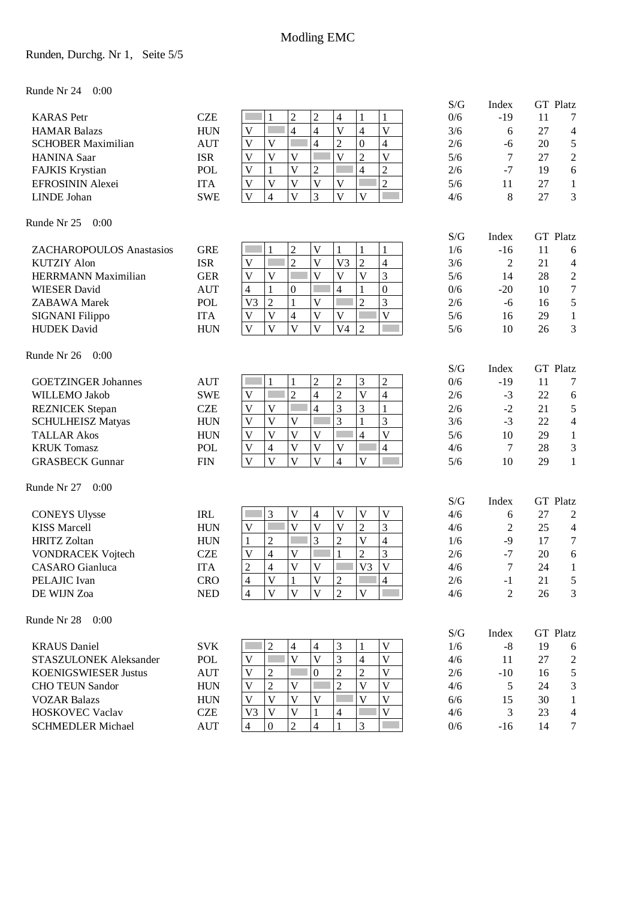# Modling EMC

Runden, Durchg. Nr 1, Seite 5/5

Runde Nr 24 0:00

| | | | | | | | | | S/G | Index | GT | Platz |
|---|---|---|---|---|---|---|---|---|---|---|---|---|
| KARAS Petr | CZE | | 1 | 2 | 2 | 4 | 1 | 1 | 0/6 | -19 | 11 | 7 |
| HAMAR Balazs | HUN | V | | 4 | 4 | V | 4 | V | 3/6 | 6 | 27 | 4 |
| SCHOBER Maximilian | AUT | V | V | | 4 | 2 | 0 | 4 | 2/6 | -6 | 20 | 5 |
| HANINA Saar | ISR | V | V | V | | V | 2 | V | 5/6 | 7 | 27 | 2 |
| FAJKIS Krystian | POL | V | 1 | V | 2 | | 4 | 2 | 2/6 | -7 | 19 | 6 |
| EFROSININ Alexei | ITA | V | V | V | V | V | | 2 | 5/6 | 11 | 27 | 1 |
| LINDE Johan | SWE | V | 4 | V | 3 | V | V | | 4/6 | 8 | 27 | 3 |

Runde Nr 25 0:00

| | | | | | | | | | S/G | Index | GT | Platz |
|---|---|---|---|---|---|---|---|---|---|---|---|---|
| ZACHAROPOULOS Anastasios | GRE | | 1 | 2 | V | 1 | 1 | 1 | 1/6 | -16 | 11 | 6 |
| KUTZIY Alon | ISR | V | | 2 | V | V3 | 2 | 4 | 3/6 | 2 | 21 | 4 |
| HERRMANN Maximilian | GER | V | V | | V | V | V | 3 | 5/6 | 14 | 28 | 2 |
| WIESER David | AUT | 4 | 1 | 0 | | 4 | 1 | 0 | 0/6 | -20 | 10 | 7 |
| ZABAWA Marek | POL | V3 | 2 | 1 | V | | 2 | 3 | 2/6 | -6 | 16 | 5 |
| SIGNANI Filippo | ITA | V | V | 4 | V | V | | V | 5/6 | 16 | 29 | 1 |
| HUDEK David | HUN | V | V | V | V | V4 | 2 | | 5/6 | 10 | 26 | 3 |

Runde Nr 26 0:00

| | | | | | | | | | S/G | Index | GT | Platz |
|---|---|---|---|---|---|---|---|---|---|---|---|---|
| GOETZINGER Johannes | AUT | | 1 | 1 | 2 | 2 | 3 | 2 | 0/6 | -19 | 11 | 7 |
| WILLEMO Jakob | SWE | V | | 2 | 4 | 2 | V | 4 | 2/6 | -3 | 22 | 6 |
| REZNICEK Stepan | CZE | V | V | | 4 | 3 | 3 | 1 | 2/6 | -2 | 21 | 5 |
| SCHULHEISZ Matyas | HUN | V | V | V | | 3 | 1 | 3 | 3/6 | -3 | 22 | 4 |
| TALLAR Akos | HUN | V | V | V | V | | 4 | V | 5/6 | 10 | 29 | 1 |
| KRUK Tomasz | POL | V | 4 | V | V | V | | 4 | 4/6 | 7 | 28 | 3 |
| GRASBECK Gunnar | FIN | V | V | V | V | 4 | V | | 5/6 | 10 | 29 | 1 |

Runde Nr 27 0:00

| | | | | | | | | | S/G | Index | GT | Platz |
|---|---|---|---|---|---|---|---|---|---|---|---|---|
| CONEYS Ulysse | IRL | | 3 | V | 4 | V | V | V | 4/6 | 6 | 27 | 2 |
| KISS Marcell | HUN | V | | V | V | V | 2 | 3 | 4/6 | 2 | 25 | 4 |
| HRITZ Zoltan | HUN | 1 | 2 | | 3 | 2 | V | 4 | 1/6 | -9 | 17 | 7 |
| VONDRACEK Vojtech | CZE | V | 4 | V | | 1 | 2 | 3 | 2/6 | -7 | 20 | 6 |
| CASARO Gianluca | ITA | 2 | 4 | V | V | | V3 | V | 4/6 | 7 | 24 | 1 |
| PELAJIC Ivan | CRO | 4 | V | 1 | V | 2 | | 4 | 2/6 | -1 | 21 | 5 |
| DE WIJN Zoa | NED | 4 | V | V | V | 2 | V | | 4/6 | 2 | 26 | 3 |

Runde Nr 28 0:00

| | | | | | | | | | S/G | Index | GT | Platz |
|---|---|---|---|---|---|---|---|---|---|---|---|---|
| KRAUS Daniel | SVK | | 2 | 4 | 4 | 3 | 1 | V | 1/6 | -8 | 19 | 6 |
| STASZULONEK Aleksander | POL | V | | V | V | 3 | 4 | V | 4/6 | 11 | 27 | 2 |
| KOENIGSWIESER Justus | AUT | V | 2 | | 0 | 2 | 2 | V | 2/6 | -10 | 16 | 5 |
| CHO TEUN Sandor | HUN | V | 2 | V | | 2 | V | V | 4/6 | 5 | 24 | 3 |
| VOZAR Balazs | HUN | V | V | V | V | | V | V | 6/6 | 15 | 30 | 1 |
| HOSKOVEC Vaclav | CZE | V3 | V | V | 1 | 4 | | V | 4/6 | 3 | 23 | 4 |
| SCHMEDLER Michael | AUT | 4 | 0 | 2 | 4 | 1 | 3 | | 0/6 | -16 | 14 | 7 |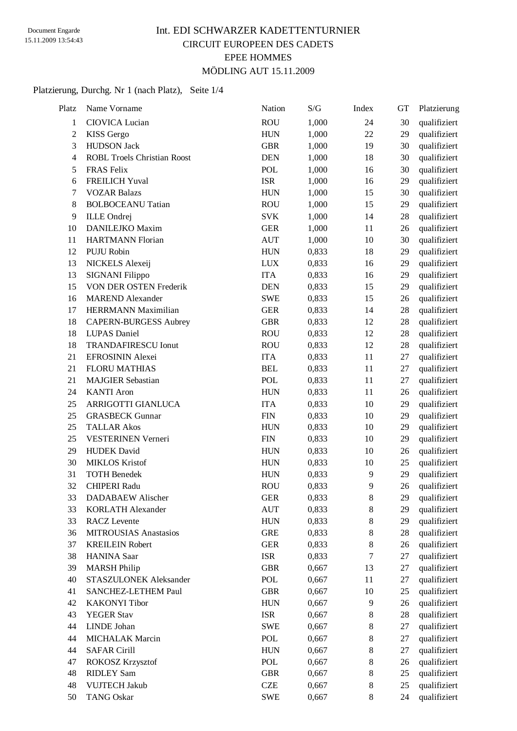Document Engarde
15.11.2009 13:54:43

# Int. EDI SCHWARZER KADETTENTURNIER

## CIRCUIT EUROPEEN DES CADETS

## EPEE HOMMES

## MÖDLING AUT 15.11.2009

Platzierung, Durchg. Nr 1 (nach Platz), Seite 1/4

| Platz | Name Vorname | Nation | S/G | Index | GT | Platzierung |
|---|---|---|---|---|---|---|
| 1 | CIOVICA Lucian | ROU | 1,000 | 24 | 30 | qualifiziert |
| 2 | KISS Gergo | HUN | 1,000 | 22 | 29 | qualifiziert |
| 3 | HUDSON Jack | GBR | 1,000 | 19 | 30 | qualifiziert |
| 4 | ROBL Troels Christian Roost | DEN | 1,000 | 18 | 30 | qualifiziert |
| 5 | FRAS Felix | POL | 1,000 | 16 | 30 | qualifiziert |
| 6 | FREILICH Yuval | ISR | 1,000 | 16 | 29 | qualifiziert |
| 7 | VOZAR Balazs | HUN | 1,000 | 15 | 30 | qualifiziert |
| 8 | BOLBOCEANU Tatian | ROU | 1,000 | 15 | 29 | qualifiziert |
| 9 | ILLE Ondrej | SVK | 1,000 | 14 | 28 | qualifiziert |
| 10 | DANILEJKO Maxim | GER | 1,000 | 11 | 26 | qualifiziert |
| 11 | HARTMANN Florian | AUT | 1,000 | 10 | 30 | qualifiziert |
| 12 | PUJU Robin | HUN | 0,833 | 18 | 29 | qualifiziert |
| 13 | NICKELS Alexeij | LUX | 0,833 | 16 | 29 | qualifiziert |
| 13 | SIGNANI Filippo | ITA | 0,833 | 16 | 29 | qualifiziert |
| 15 | VON DER OSTEN Frederik | DEN | 0,833 | 15 | 29 | qualifiziert |
| 16 | MAREND Alexander | SWE | 0,833 | 15 | 26 | qualifiziert |
| 17 | HERRMANN Maximilian | GER | 0,833 | 14 | 28 | qualifiziert |
| 18 | CAPERN-BURGESS Aubrey | GBR | 0,833 | 12 | 28 | qualifiziert |
| 18 | LUPAS Daniel | ROU | 0,833 | 12 | 28 | qualifiziert |
| 18 | TRANDAFIRESCU Ionut | ROU | 0,833 | 12 | 28 | qualifiziert |
| 21 | EFROSININ Alexei | ITA | 0,833 | 11 | 27 | qualifiziert |
| 21 | FLORU MATHIAS | BEL | 0,833 | 11 | 27 | qualifiziert |
| 21 | MAJGIER Sebastian | POL | 0,833 | 11 | 27 | qualifiziert |
| 24 | KANTI Aron | HUN | 0,833 | 11 | 26 | qualifiziert |
| 25 | ARRIGOTTI GIANLUCA | ITA | 0,833 | 10 | 29 | qualifiziert |
| 25 | GRASBECK Gunnar | FIN | 0,833 | 10 | 29 | qualifiziert |
| 25 | TALLAR Akos | HUN | 0,833 | 10 | 29 | qualifiziert |
| 25 | VESTERINEN Verneri | FIN | 0,833 | 10 | 29 | qualifiziert |
| 29 | HUDEK David | HUN | 0,833 | 10 | 26 | qualifiziert |
| 30 | MIKLOS Kristof | HUN | 0,833 | 10 | 25 | qualifiziert |
| 31 | TOTH Benedek | HUN | 0,833 | 9 | 29 | qualifiziert |
| 32 | CHIPERI Radu | ROU | 0,833 | 9 | 26 | qualifiziert |
| 33 | DADABAEW Alischer | GER | 0,833 | 8 | 29 | qualifiziert |
| 33 | KORLATH Alexander | AUT | 0,833 | 8 | 29 | qualifiziert |
| 33 | RACZ Levente | HUN | 0,833 | 8 | 29 | qualifiziert |
| 36 | MITROUSIAS Anastasios | GRE | 0,833 | 8 | 28 | qualifiziert |
| 37 | KREILEIN Robert | GER | 0,833 | 8 | 26 | qualifiziert |
| 38 | HANINA Saar | ISR | 0,833 | 7 | 27 | qualifiziert |
| 39 | MARSH Philip | GBR | 0,667 | 13 | 27 | qualifiziert |
| 40 | STASZULONEK Aleksander | POL | 0,667 | 11 | 27 | qualifiziert |
| 41 | SANCHEZ-LETHEM Paul | GBR | 0,667 | 10 | 25 | qualifiziert |
| 42 | KAKONYI Tibor | HUN | 0,667 | 9 | 26 | qualifiziert |
| 43 | YEGER Stav | ISR | 0,667 | 8 | 28 | qualifiziert |
| 44 | LINDE Johan | SWE | 0,667 | 8 | 27 | qualifiziert |
| 44 | MICHALAK Marcin | POL | 0,667 | 8 | 27 | qualifiziert |
| 44 | SAFAR Cirill | HUN | 0,667 | 8 | 27 | qualifiziert |
| 47 | ROKOSZ Krzysztof | POL | 0,667 | 8 | 26 | qualifiziert |
| 48 | RIDLEY Sam | GBR | 0,667 | 8 | 25 | qualifiziert |
| 48 | VUJTECH Jakub | CZE | 0,667 | 8 | 25 | qualifiziert |
| 50 | TANG Oskar | SWE | 0,667 | 8 | 24 | qualifiziert |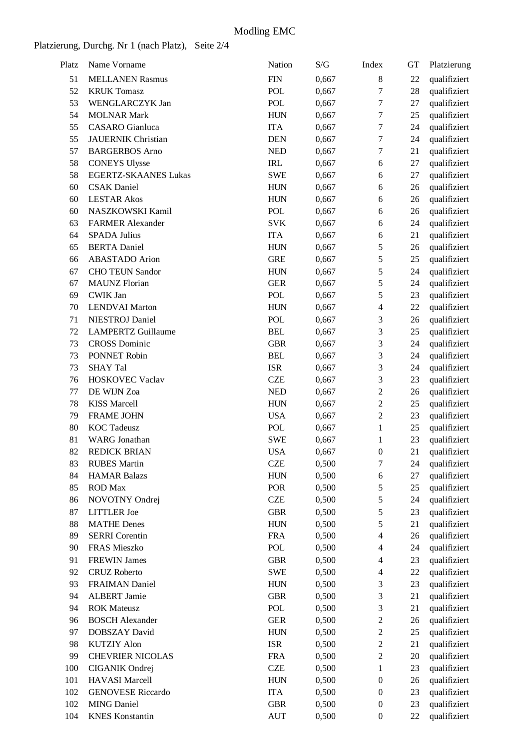# Modling EMC

Platzierung, Durchg. Nr 1 (nach Platz), Seite 2/4

| Platz | Name Vorname | Nation | S/G | Index | GT | Platzierung |
|---|---|---|---|---|---|---|
| 51 | MELLANEN Rasmus | FIN | 0,667 | 8 | 22 | qualifiziert |
| 52 | KRUK Tomasz | POL | 0,667 | 7 | 28 | qualifiziert |
| 53 | WENGLARCZYK Jan | POL | 0,667 | 7 | 27 | qualifiziert |
| 54 | MOLNAR Mark | HUN | 0,667 | 7 | 25 | qualifiziert |
| 55 | CASARO Gianluca | ITA | 0,667 | 7 | 24 | qualifiziert |
| 55 | JAUERNIK Christian | DEN | 0,667 | 7 | 24 | qualifiziert |
| 57 | BARGERBOS Arno | NED | 0,667 | 7 | 21 | qualifiziert |
| 58 | CONEYS Ulysse | IRL | 0,667 | 6 | 27 | qualifiziert |
| 58 | EGERTZ-SKAANES Lukas | SWE | 0,667 | 6 | 27 | qualifiziert |
| 60 | CSAK Daniel | HUN | 0,667 | 6 | 26 | qualifiziert |
| 60 | LESTAR Akos | HUN | 0,667 | 6 | 26 | qualifiziert |
| 60 | NASZKOWSKI Kamil | POL | 0,667 | 6 | 26 | qualifiziert |
| 63 | FARMER Alexander | SVK | 0,667 | 6 | 24 | qualifiziert |
| 64 | SPADA Julius | ITA | 0,667 | 6 | 21 | qualifiziert |
| 65 | BERTA Daniel | HUN | 0,667 | 5 | 26 | qualifiziert |
| 66 | ABASTADO Arion | GRE | 0,667 | 5 | 25 | qualifiziert |
| 67 | CHO TEUN Sandor | HUN | 0,667 | 5 | 24 | qualifiziert |
| 67 | MAUNZ Florian | GER | 0,667 | 5 | 24 | qualifiziert |
| 69 | CWIK Jan | POL | 0,667 | 5 | 23 | qualifiziert |
| 70 | LENDVAI Marton | HUN | 0,667 | 4 | 22 | qualifiziert |
| 71 | NIESTROJ Daniel | POL | 0,667 | 3 | 26 | qualifiziert |
| 72 | LAMPERTZ Guillaume | BEL | 0,667 | 3 | 25 | qualifiziert |
| 73 | CROSS Dominic | GBR | 0,667 | 3 | 24 | qualifiziert |
| 73 | PONNET Robin | BEL | 0,667 | 3 | 24 | qualifiziert |
| 73 | SHAY Tal | ISR | 0,667 | 3 | 24 | qualifiziert |
| 76 | HOSKOVEC Vaclav | CZE | 0,667 | 3 | 23 | qualifiziert |
| 77 | DE WIJN Zoa | NED | 0,667 | 2 | 26 | qualifiziert |
| 78 | KISS Marcell | HUN | 0,667 | 2 | 25 | qualifiziert |
| 79 | FRAME JOHN | USA | 0,667 | 2 | 23 | qualifiziert |
| 80 | KOC Tadeusz | POL | 0,667 | 1 | 25 | qualifiziert |
| 81 | WARG Jonathan | SWE | 0,667 | 1 | 23 | qualifiziert |
| 82 | REDICK BRIAN | USA | 0,667 | 0 | 21 | qualifiziert |
| 83 | RUBES Martin | CZE | 0,500 | 7 | 24 | qualifiziert |
| 84 | HAMAR Balazs | HUN | 0,500 | 6 | 27 | qualifiziert |
| 85 | ROD Max | POR | 0,500 | 5 | 25 | qualifiziert |
| 86 | NOVOTNY Ondrej | CZE | 0,500 | 5 | 24 | qualifiziert |
| 87 | LITTLER Joe | GBR | 0,500 | 5 | 23 | qualifiziert |
| 88 | MATHE Denes | HUN | 0,500 | 5 | 21 | qualifiziert |
| 89 | SERRI Corentin | FRA | 0,500 | 4 | 26 | qualifiziert |
| 90 | FRAS Mieszko | POL | 0,500 | 4 | 24 | qualifiziert |
| 91 | FREWIN James | GBR | 0,500 | 4 | 23 | qualifiziert |
| 92 | CRUZ Roberto | SWE | 0,500 | 4 | 22 | qualifiziert |
| 93 | FRAIMAN Daniel | HUN | 0,500 | 3 | 23 | qualifiziert |
| 94 | ALBERT Jamie | GBR | 0,500 | 3 | 21 | qualifiziert |
| 94 | ROK Mateusz | POL | 0,500 | 3 | 21 | qualifiziert |
| 96 | BOSCH Alexander | GER | 0,500 | 2 | 26 | qualifiziert |
| 97 | DOBSZAY David | HUN | 0,500 | 2 | 25 | qualifiziert |
| 98 | KUTZIY Alon | ISR | 0,500 | 2 | 21 | qualifiziert |
| 99 | CHEVRIER NICOLAS | FRA | 0,500 | 2 | 20 | qualifiziert |
| 100 | CIGANIK Ondrej | CZE | 0,500 | 1 | 23 | qualifiziert |
| 101 | HAVASI Marcell | HUN | 0,500 | 0 | 26 | qualifiziert |
| 102 | GENOVESE Riccardo | ITA | 0,500 | 0 | 23 | qualifiziert |
| 102 | MING Daniel | GBR | 0,500 | 0 | 23 | qualifiziert |
| 104 | KNES Konstantin | AUT | 0,500 | 0 | 22 | qualifiziert |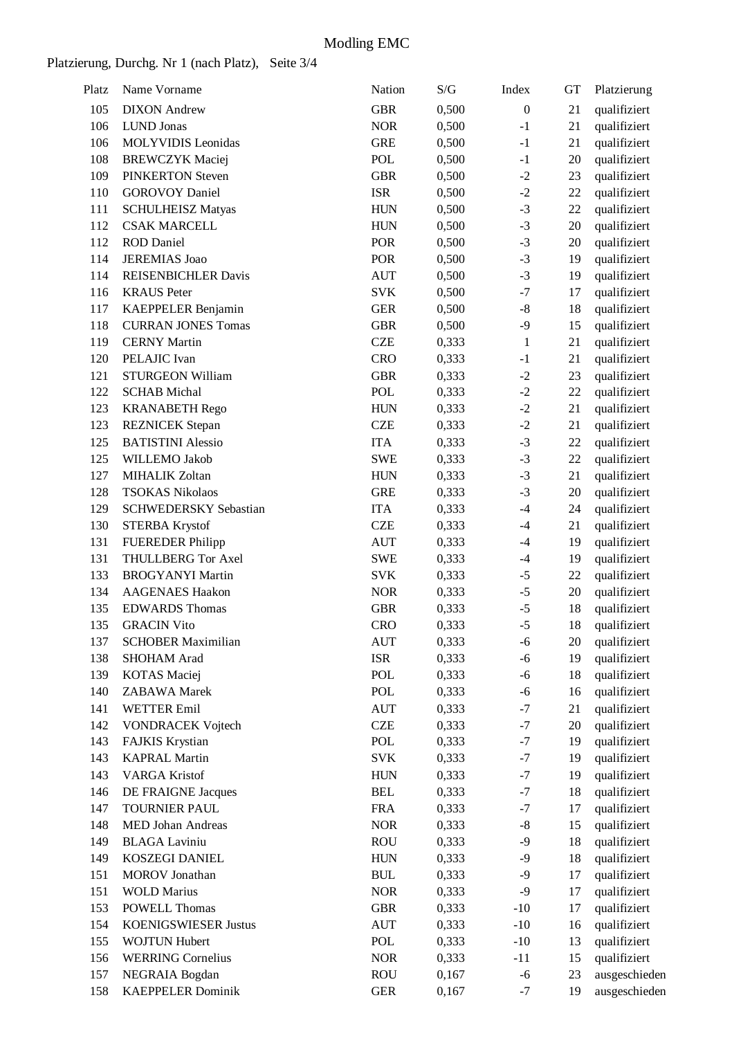# Modling EMC

Platzierung, Durchg. Nr 1 (nach Platz), Seite 3/4

| Platz | Name Vorname | Nation | S/G | Index | GT | Platzierung |
|---|---|---|---|---|---|---|
| 105 | DIXON Andrew | GBR | 0,500 | 0 | 21 | qualifiziert |
| 106 | LUND Jonas | NOR | 0,500 | -1 | 21 | qualifiziert |
| 106 | MOLYVIDIS Leonidas | GRE | 0,500 | -1 | 21 | qualifiziert |
| 108 | BREWCZYK Maciej | POL | 0,500 | -1 | 20 | qualifiziert |
| 109 | PINKERTON Steven | GBR | 0,500 | -2 | 23 | qualifiziert |
| 110 | GOROVOY Daniel | ISR | 0,500 | -2 | 22 | qualifiziert |
| 111 | SCHULHEISZ Matyas | HUN | 0,500 | -3 | 22 | qualifiziert |
| 112 | CSAK MARCELL | HUN | 0,500 | -3 | 20 | qualifiziert |
| 112 | ROD Daniel | POR | 0,500 | -3 | 20 | qualifiziert |
| 114 | JEREMIAS Joao | POR | 0,500 | -3 | 19 | qualifiziert |
| 114 | REISENBICHLER Davis | AUT | 0,500 | -3 | 19 | qualifiziert |
| 116 | KRAUS Peter | SVK | 0,500 | -7 | 17 | qualifiziert |
| 117 | KAEPPELER Benjamin | GER | 0,500 | -8 | 18 | qualifiziert |
| 118 | CURRAN JONES Tomas | GBR | 0,500 | -9 | 15 | qualifiziert |
| 119 | CERNY Martin | CZE | 0,333 | 1 | 21 | qualifiziert |
| 120 | PELAJIC Ivan | CRO | 0,333 | -1 | 21 | qualifiziert |
| 121 | STURGEON William | GBR | 0,333 | -2 | 23 | qualifiziert |
| 122 | SCHAB Michal | POL | 0,333 | -2 | 22 | qualifiziert |
| 123 | KRANABETH Rego | HUN | 0,333 | -2 | 21 | qualifiziert |
| 123 | REZNICEK Stepan | CZE | 0,333 | -2 | 21 | qualifiziert |
| 125 | BATISTINI Alessio | ITA | 0,333 | -3 | 22 | qualifiziert |
| 125 | WILLEMO Jakob | SWE | 0,333 | -3 | 22 | qualifiziert |
| 127 | MIHALIK Zoltan | HUN | 0,333 | -3 | 21 | qualifiziert |
| 128 | TSOKAS Nikolaos | GRE | 0,333 | -3 | 20 | qualifiziert |
| 129 | SCHWEDERSKY Sebastian | ITA | 0,333 | -4 | 24 | qualifiziert |
| 130 | STERBA Krystof | CZE | 0,333 | -4 | 21 | qualifiziert |
| 131 | FUEREDER Philipp | AUT | 0,333 | -4 | 19 | qualifiziert |
| 131 | THULLBERG Tor Axel | SWE | 0,333 | -4 | 19 | qualifiziert |
| 133 | BROGYANYI Martin | SVK | 0,333 | -5 | 22 | qualifiziert |
| 134 | AAGENAES Haakon | NOR | 0,333 | -5 | 20 | qualifiziert |
| 135 | EDWARDS Thomas | GBR | 0,333 | -5 | 18 | qualifiziert |
| 135 | GRACIN Vito | CRO | 0,333 | -5 | 18 | qualifiziert |
| 137 | SCHOBER Maximilian | AUT | 0,333 | -6 | 20 | qualifiziert |
| 138 | SHOHAM Arad | ISR | 0,333 | -6 | 19 | qualifiziert |
| 139 | KOTAS Maciej | POL | 0,333 | -6 | 18 | qualifiziert |
| 140 | ZABAWA Marek | POL | 0,333 | -6 | 16 | qualifiziert |
| 141 | WETTER Emil | AUT | 0,333 | -7 | 21 | qualifiziert |
| 142 | VONDRACEK Vojtech | CZE | 0,333 | -7 | 20 | qualifiziert |
| 143 | FAJKIS Krystian | POL | 0,333 | -7 | 19 | qualifiziert |
| 143 | KAPRAL Martin | SVK | 0,333 | -7 | 19 | qualifiziert |
| 143 | VARGA Kristof | HUN | 0,333 | -7 | 19 | qualifiziert |
| 146 | DE FRAIGNE Jacques | BEL | 0,333 | -7 | 18 | qualifiziert |
| 147 | TOURNIER PAUL | FRA | 0,333 | -7 | 17 | qualifiziert |
| 148 | MED Johan Andreas | NOR | 0,333 | -8 | 15 | qualifiziert |
| 149 | BLAGA Laviniu | ROU | 0,333 | -9 | 18 | qualifiziert |
| 149 | KOSZEGI DANIEL | HUN | 0,333 | -9 | 18 | qualifiziert |
| 151 | MOROV Jonathan | BUL | 0,333 | -9 | 17 | qualifiziert |
| 151 | WOLD Marius | NOR | 0,333 | -9 | 17 | qualifiziert |
| 153 | POWELL Thomas | GBR | 0,333 | -10 | 17 | qualifiziert |
| 154 | KOENIGSWIESER Justus | AUT | 0,333 | -10 | 16 | qualifiziert |
| 155 | WOJTUN Hubert | POL | 0,333 | -10 | 13 | qualifiziert |
| 156 | WERRING Cornelius | NOR | 0,333 | -11 | 15 | qualifiziert |
| 157 | NEGRAIA Bogdan | ROU | 0,167 | -6 | 23 | ausgeschieden |
| 158 | KAEPPELER Dominik | GER | 0,167 | -7 | 19 | ausgeschieden |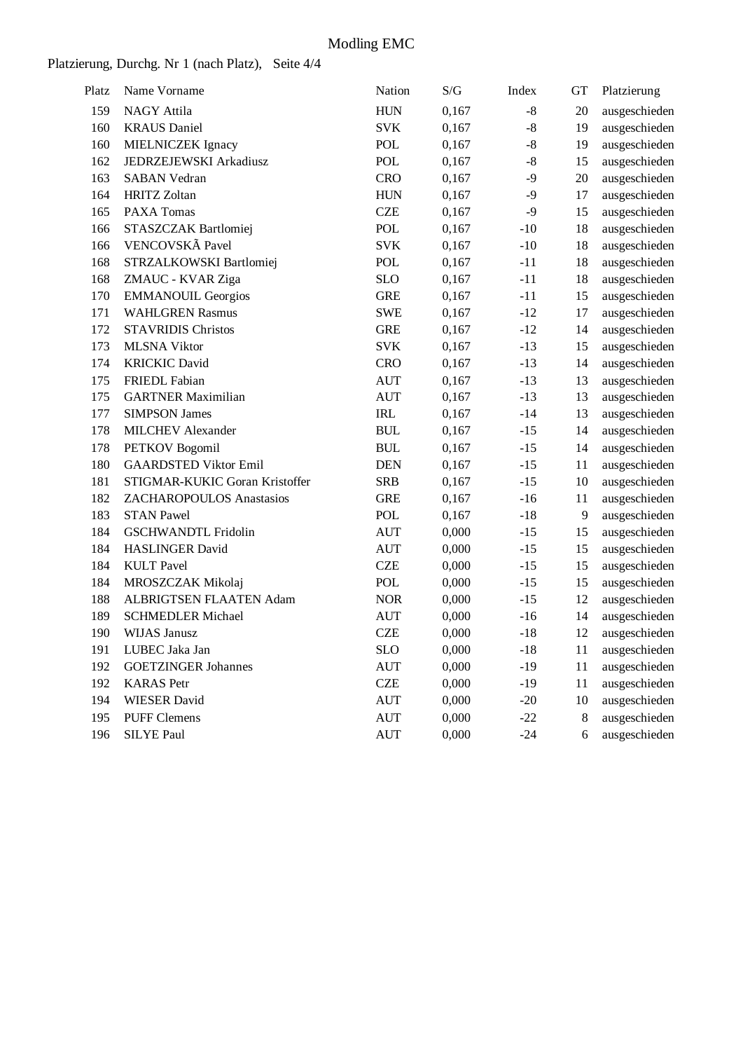# Modling EMC

Platzierung, Durchg. Nr 1 (nach Platz), Seite 4/4

| Platz | Name Vorname | Nation | S/G | Index | GT | Platzierung |
|---|---|---|---|---|---|---|
| 159 | NAGY Attila | HUN | 0,167 | -8 | 20 | ausgeschieden |
| 160 | KRAUS Daniel | SVK | 0,167 | -8 | 19 | ausgeschieden |
| 160 | MIELNICZEK Ignacy | POL | 0,167 | -8 | 19 | ausgeschieden |
| 162 | JEDRZEJEWSKI Arkadiusz | POL | 0,167 | -8 | 15 | ausgeschieden |
| 163 | SABAN Vedran | CRO | 0,167 | -9 | 20 | ausgeschieden |
| 164 | HRITZ Zoltan | HUN | 0,167 | -9 | 17 | ausgeschieden |
| 165 | PAXA Tomas | CZE | 0,167 | -9 | 15 | ausgeschieden |
| 166 | STASZCZAK Bartlomiej | POL | 0,167 | -10 | 18 | ausgeschieden |
| 166 | VENCOVSKÃ Pavel | SVK | 0,167 | -10 | 18 | ausgeschieden |
| 168 | STRZALKOWSKI Bartlomiej | POL | 0,167 | -11 | 18 | ausgeschieden |
| 168 | ZMAUC - KVAR Ziga | SLO | 0,167 | -11 | 18 | ausgeschieden |
| 170 | EMMANOUIL Georgios | GRE | 0,167 | -11 | 15 | ausgeschieden |
| 171 | WAHLGREN Rasmus | SWE | 0,167 | -12 | 17 | ausgeschieden |
| 172 | STAVRIDIS Christos | GRE | 0,167 | -12 | 14 | ausgeschieden |
| 173 | MLSNA Viktor | SVK | 0,167 | -13 | 15 | ausgeschieden |
| 174 | KRICKIC David | CRO | 0,167 | -13 | 14 | ausgeschieden |
| 175 | FRIEDL Fabian | AUT | 0,167 | -13 | 13 | ausgeschieden |
| 175 | GARTNER Maximilian | AUT | 0,167 | -13 | 13 | ausgeschieden |
| 177 | SIMPSON James | IRL | 0,167 | -14 | 13 | ausgeschieden |
| 178 | MILCHEV Alexander | BUL | 0,167 | -15 | 14 | ausgeschieden |
| 178 | PETKOV Bogomil | BUL | 0,167 | -15 | 14 | ausgeschieden |
| 180 | GAARDSTED Viktor Emil | DEN | 0,167 | -15 | 11 | ausgeschieden |
| 181 | STIGMAR-KUKIC Goran Kristoffer | SRB | 0,167 | -15 | 10 | ausgeschieden |
| 182 | ZACHAROPOULOS Anastasios | GRE | 0,167 | -16 | 11 | ausgeschieden |
| 183 | STAN Pawel | POL | 0,167 | -18 | 9 | ausgeschieden |
| 184 | GSCHWANDTL Fridolin | AUT | 0,000 | -15 | 15 | ausgeschieden |
| 184 | HASLINGER David | AUT | 0,000 | -15 | 15 | ausgeschieden |
| 184 | KULT Pavel | CZE | 0,000 | -15 | 15 | ausgeschieden |
| 184 | MROSZCZAK Mikolaj | POL | 0,000 | -15 | 15 | ausgeschieden |
| 188 | ALBRIGTSEN FLAATEN Adam | NOR | 0,000 | -15 | 12 | ausgeschieden |
| 189 | SCHMEDLER Michael | AUT | 0,000 | -16 | 14 | ausgeschieden |
| 190 | WIJAS Janusz | CZE | 0,000 | -18 | 12 | ausgeschieden |
| 191 | LUBEC Jaka Jan | SLO | 0,000 | -18 | 11 | ausgeschieden |
| 192 | GOETZINGER Johannes | AUT | 0,000 | -19 | 11 | ausgeschieden |
| 192 | KARAS Petr | CZE | 0,000 | -19 | 11 | ausgeschieden |
| 194 | WIESER David | AUT | 0,000 | -20 | 10 | ausgeschieden |
| 195 | PUFF Clemens | AUT | 0,000 | -22 | 8 | ausgeschieden |
| 196 | SILYE Paul | AUT | 0,000 | -24 | 6 | ausgeschieden |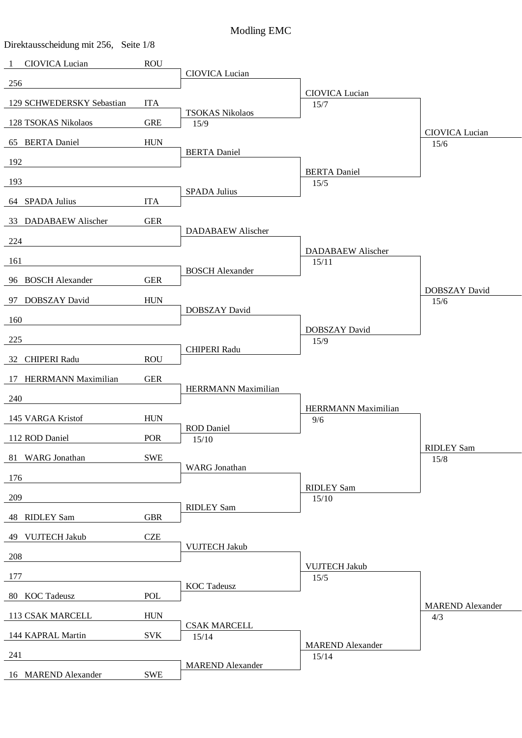# Modling EMC

Direktausscheidung mit 256, Seite 1/8

| Round of 256 | | Round of 128 | Round of 64 | Round of 32 |
|---|---|---|---|---|
| 1 CIOVICA Lucian | ROU | CIOVICA Lucian | CIOVICA Lucian 15/7 | CIOVICA Lucian 15/6 |
| 256 | | | | |
| 129 SCHWEDERSKY Sebastian | ITA | TSOKAS Nikolaos 15/9 | | |
| 128 TSOKAS Nikolaos | GRE | | | |
| 65 BERTA Daniel | HUN | BERTA Daniel | BERTA Daniel 15/5 | |
| 192 | | | | |
| 193 | | SPADA Julius | | |
| 64 SPADA Julius | ITA | | | |
| 33 DADABAEW Alischer | GER | DADABAEW Alischer | DADABAEW Alischer 15/11 | DOBSZAY David 15/6 |
| 224 | | | | |
| 161 | | BOSCH Alexander | | |
| 96 BOSCH Alexander | GER | | | |
| 97 DOBSZAY David | HUN | DOBSZAY David | DOBSZAY David 15/9 | |
| 160 | | | | |
| 225 | | CHIPERI Radu | | |
| 32 CHIPERI Radu | ROU | | | |
| 17 HERRMANN Maximilian | GER | HERRMANN Maximilian | HERRMANN Maximilian 9/6 | RIDLEY Sam 15/8 |
| 240 | | | | |
| 145 VARGA Kristof | HUN | ROD Daniel 15/10 | | |
| 112 ROD Daniel | POR | | | |
| 81 WARG Jonathan | SWE | WARG Jonathan | RIDLEY Sam 15/10 | |
| 176 | | | | |
| 209 | | RIDLEY Sam | | |
| 48 RIDLEY Sam | GBR | | | |
| 49 VUJTECH Jakub | CZE | VUJTECH Jakub | VUJTECH Jakub 15/5 | MAREND Alexander 4/3 |
| 208 | | | | |
| 177 | | KOC Tadeusz | | |
| 80 KOC Tadeusz | POL | | | |
| 113 CSAK MARCELL | HUN | CSAK MARCELL 15/14 | MAREND Alexander 15/14 | |
| 144 KAPRAL Martin | SVK | | | |
| 241 | | MAREND Alexander | | |
| 16 MAREND Alexander | SWE | | | |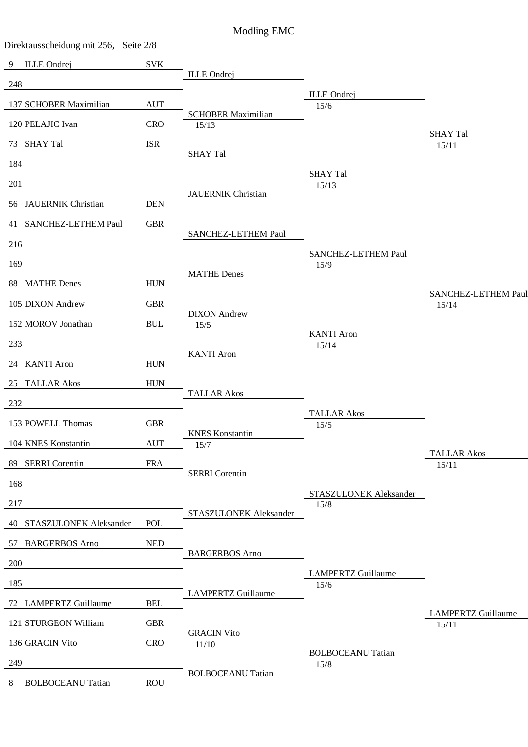# Modling EMC

Direktausscheidung mit 256, Seite 2/8

| Seed | Name | Nation | Round 2 | Score | Round 3 | Score | Round 4 | Score |
|---|---|---|---|---|---|---|---|---|
| 9 | ILLE Ondrej | SVK | ILLE Ondrej | | ILLE Ondrej | 15/6 | SHAY Tal | 15/11 |
| 248 | | | | | | | | |
| 137 | SCHOBER Maximilian | AUT | SCHOBER Maximilian | 15/13 | | | | |
| 120 | PELAJIC Ivan | CRO | | | | | | |
| 73 | SHAY Tal | ISR | SHAY Tal | | SHAY Tal | 15/13 | | |
| 184 | | | | | | | | |
| 201 | | | JAUERNIK Christian | | | | | |
| 56 | JAUERNIK Christian | DEN | | | | | | |
| 41 | SANCHEZ-LETHEM Paul | GBR | SANCHEZ-LETHEM Paul | | SANCHEZ-LETHEM Paul | 15/9 | SANCHEZ-LETHEM Paul | 15/14 |
| 216 | | | | | | | | |
| 169 | | | MATHE Denes | | | | | |
| 88 | MATHE Denes | HUN | | | | | | |
| 105 | DIXON Andrew | GBR | DIXON Andrew | 15/5 | KANTI Aron | 15/14 | | |
| 152 | MOROV Jonathan | BUL | | | | | | |
| 233 | | | KANTI Aron | | | | | |
| 24 | KANTI Aron | HUN | | | | | | |
| 25 | TALLAR Akos | HUN | TALLAR Akos | | TALLAR Akos | 15/5 | TALLAR Akos | 15/11 |
| 232 | | | | | | | | |
| 153 | POWELL Thomas | GBR | KNES Konstantin | 15/7 | | | | |
| 104 | KNES Konstantin | AUT | | | | | | |
| 89 | SERRI Corentin | FRA | SERRI Corentin | | STASZULONEK Aleksander | 15/8 | | |
| 168 | | | | | | | | |
| 217 | | | STASZULONEK Aleksander | | | | | |
| 40 | STASZULONEK Aleksander | POL | | | | | | |
| 57 | BARGERBOS Arno | NED | BARGERBOS Arno | | LAMPERTZ Guillaume | 15/6 | LAMPERTZ Guillaume | 15/11 |
| 200 | | | | | | | | |
| 185 | | | LAMPERTZ Guillaume | | | | | |
| 72 | LAMPERTZ Guillaume | BEL | | | | | | |
| 121 | STURGEON William | GBR | GRACIN Vito | 11/10 | BOLBOCEANU Tatian | 15/8 | | |
| 136 | GRACIN Vito | CRO | | | | | | |
| 249 | | | BOLBOCEANU Tatian | | | | | |
| 8 | BOLBOCEANU Tatian | ROU | | | | | | |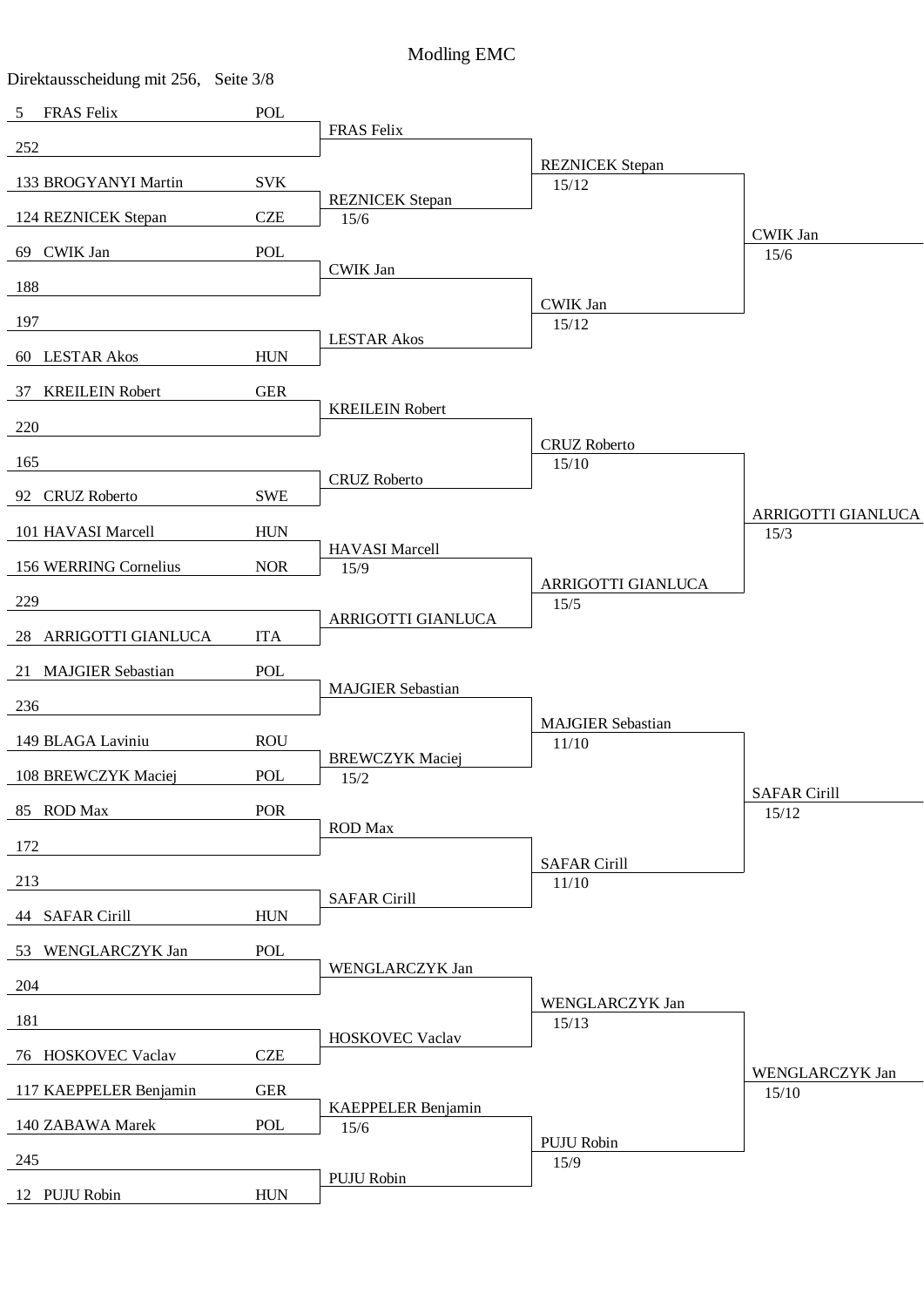# Modling EMC

Direktausscheidung mit 256, Seite 3/8

| Round of 256 | Nat | Round of 128 | Round of 64 | Round of 32 |
|---|---|---|---|---|
| 5 FRAS Felix | POL | | | |
| | | FRAS Felix | | |
| 252 | | | | |
| | | | REZNICEK Stepan 15/12 | |
| 133 BROGYANYI Martin | SVK | | | |
| | | REZNICEK Stepan 15/6 | | |
| 124 REZNICEK Stepan | CZE | | | |
| | | | | CWIK Jan 15/6 |
| 69 CWIK Jan | POL | | | |
| | | CWIK Jan | | |
| 188 | | | | |
| | | | CWIK Jan 15/12 | |
| 197 | | | | |
| | | LESTAR Akos | | |
| 60 LESTAR Akos | HUN | | | |
| 37 KREILEIN Robert | GER | | | |
| | | KREILEIN Robert | | |
| 220 | | | | |
| | | | CRUZ Roberto 15/10 | |
| 165 | | | | |
| | | CRUZ Roberto | | |
| 92 CRUZ Roberto | SWE | | | |
| | | | | ARRIGOTTI GIANLUCA 15/3 |
| 101 HAVASI Marcell | HUN | | | |
| | | HAVASI Marcell 15/9 | | |
| 156 WERRING Cornelius | NOR | | | |
| | | | ARRIGOTTI GIANLUCA 15/5 | |
| 229 | | | | |
| | | ARRIGOTTI GIANLUCA | | |
| 28 ARRIGOTTI GIANLUCA | ITA | | | |
| 21 MAJGIER Sebastian | POL | | | |
| | | MAJGIER Sebastian | | |
| 236 | | | | |
| | | | MAJGIER Sebastian 11/10 | |
| 149 BLAGA Laviniu | ROU | | | |
| | | BREWCZYK Maciej 15/2 | | |
| 108 BREWCZYK Maciej | POL | | | |
| | | | | SAFAR Cirill 15/12 |
| 85 ROD Max | POR | | | |
| | | ROD Max | | |
| 172 | | | | |
| | | | SAFAR Cirill 11/10 | |
| 213 | | | | |
| | | SAFAR Cirill | | |
| 44 SAFAR Cirill | HUN | | | |
| 53 WENGLARCZYK Jan | POL | | | |
| | | WENGLARCZYK Jan | | |
| 204 | | | | |
| | | | WENGLARCZYK Jan 15/13 | |
| 181 | | | | |
| | | HOSKOVEC Vaclav | | |
| 76 HOSKOVEC Vaclav | CZE | | | |
| | | | | WENGLARCZYK Jan 15/10 |
| 117 KAEPPELER Benjamin | GER | | | |
| | | KAEPPELER Benjamin 15/6 | | |
| 140 ZABAWA Marek | POL | | | |
| | | | PUJU Robin 15/9 | |
| 245 | | | | |
| | | PUJU Robin | | |
| 12 PUJU Robin | HUN | | | |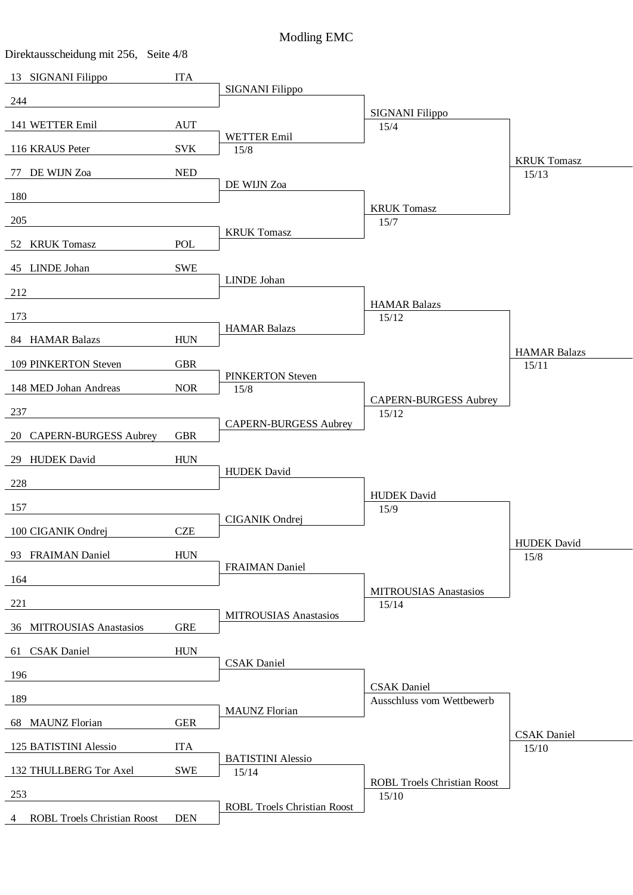# Modling EMC

Direktausscheidung mit 256,   Seite 4/8

| Runde 1 | Runde 2 | Runde 3 | Runde 4 |
| --- | --- | --- | --- |
| 13 SIGNANI Filippo ITA | SIGNANI Filippo | SIGNANI Filippo 15/4 | KRUK Tomasz 15/13 |
| 244 | | | |
| 141 WETTER Emil AUT | WETTER Emil 15/8 | | |
| 116 KRAUS Peter SVK | | | |
| 77 DE WIJN Zoa NED | DE WIJN Zoa | KRUK Tomasz 15/7 | |
| 180 | | | |
| 205 | KRUK Tomasz | | |
| 52 KRUK Tomasz POL | | | |
| 45 LINDE Johan SWE | LINDE Johan | HAMAR Balazs 15/12 | HAMAR Balazs 15/11 |
| 212 | | | |
| 173 | HAMAR Balazs | | |
| 84 HAMAR Balazs HUN | | | |
| 109 PINKERTON Steven GBR | PINKERTON Steven 15/8 | CAPERN-BURGESS Aubrey 15/12 | |
| 148 MED Johan Andreas NOR | | | |
| 237 | CAPERN-BURGESS Aubrey | | |
| 20 CAPERN-BURGESS Aubrey GBR | | | |
| 29 HUDEK David HUN | HUDEK David | HUDEK David 15/9 | HUDEK David 15/8 |
| 228 | | | |
| 157 | CIGANIK Ondrej | | |
| 100 CIGANIK Ondrej CZE | | | |
| 93 FRAIMAN Daniel HUN | FRAIMAN Daniel | MITROUSIAS Anastasios 15/14 | |
| 164 | | | |
| 221 | MITROUSIAS Anastasios | | |
| 36 MITROUSIAS Anastasios GRE | | | |
| 61 CSAK Daniel HUN | CSAK Daniel | CSAK Daniel Ausschluss vom Wettbewerb | CSAK Daniel 15/10 |
| 196 | | | |
| 189 | MAUNZ Florian | | |
| 68 MAUNZ Florian GER | | | |
| 125 BATISTINI Alessio ITA | BATISTINI Alessio 15/14 | ROBL Troels Christian Roost 15/10 | |
| 132 THULLBERG Tor Axel SWE | | | |
| 253 | ROBL Troels Christian Roost | | |
| 4 ROBL Troels Christian Roost DEN | | | |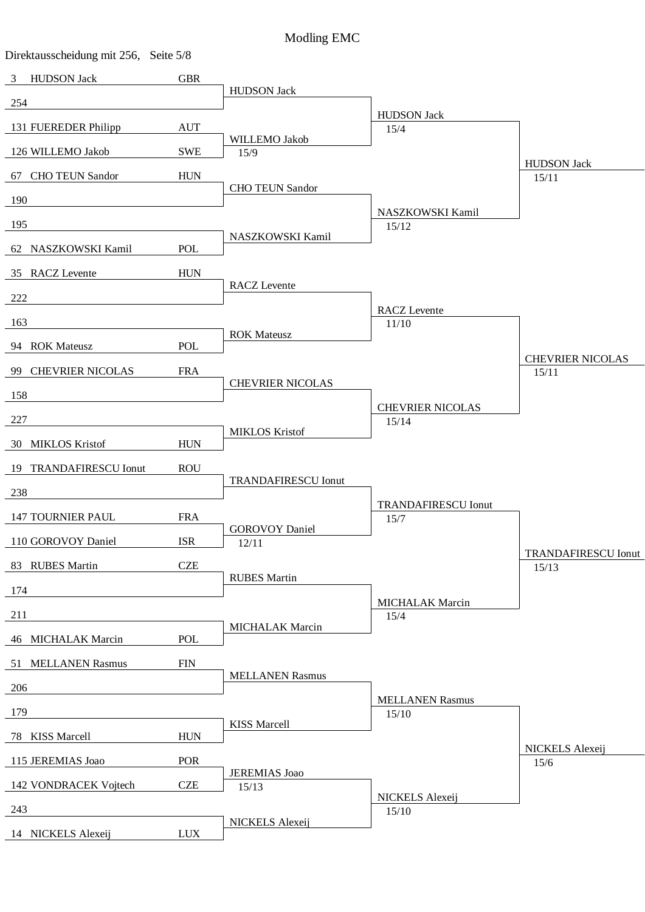Modling EMC

Direktausscheidung mit 256, Seite 5/8

| Seed | Name | Nation | Round 2 | Round 3 | Round 4 |
|---|---|---|---|---|---|
| 3 | HUDSON Jack | GBR | HUDSON Jack | HUDSON Jack 15/4 | HUDSON Jack 15/11 |
| 254 | | | | | |
| 131 | FUEREDER Philipp | AUT | WILLEMO Jakob 15/9 | | |
| 126 | WILLEMO Jakob | SWE | | | |
| 67 | CHO TEUN Sandor | HUN | CHO TEUN Sandor | NASZKOWSKI Kamil 15/12 | |
| 190 | | | | | |
| 195 | | | NASZKOWSKI Kamil | | |
| 62 | NASZKOWSKI Kamil | POL | | | |
| 35 | RACZ Levente | HUN | RACZ Levente | RACZ Levente 11/10 | CHEVRIER NICOLAS 15/11 |
| 222 | | | | | |
| 163 | | | ROK Mateusz | | |
| 94 | ROK Mateusz | POL | | | |
| 99 | CHEVRIER NICOLAS | FRA | CHEVRIER NICOLAS | CHEVRIER NICOLAS 15/14 | |
| 158 | | | | | |
| 227 | | | MIKLOS Kristof | | |
| 30 | MIKLOS Kristof | HUN | | | |
| 19 | TRANDAFIRESCU Ionut | ROU | TRANDAFIRESCU Ionut | TRANDAFIRESCU Ionut 15/7 | TRANDAFIRESCU Ionut 15/13 |
| 238 | | | | | |
| 147 | TOURNIER PAUL | FRA | GOROVOY Daniel 12/11 | | |
| 110 | GOROVOY Daniel | ISR | | | |
| 83 | RUBES Martin | CZE | RUBES Martin | MICHALAK Marcin 15/4 | |
| 174 | | | | | |
| 211 | | | MICHALAK Marcin | | |
| 46 | MICHALAK Marcin | POL | | | |
| 51 | MELLANEN Rasmus | FIN | MELLANEN Rasmus | MELLANEN Rasmus 15/10 | NICKELS Alexeij 15/6 |
| 206 | | | | | |
| 179 | | | KISS Marcell | | |
| 78 | KISS Marcell | HUN | | | |
| 115 | JEREMIAS Joao | POR | JEREMIAS Joao 15/13 | NICKELS Alexeij 15/10 | |
| 142 | VONDRACEK Vojtech | CZE | | | |
| 243 | | | NICKELS Alexeij | | |
| 14 | NICKELS Alexeij | LUX | | | |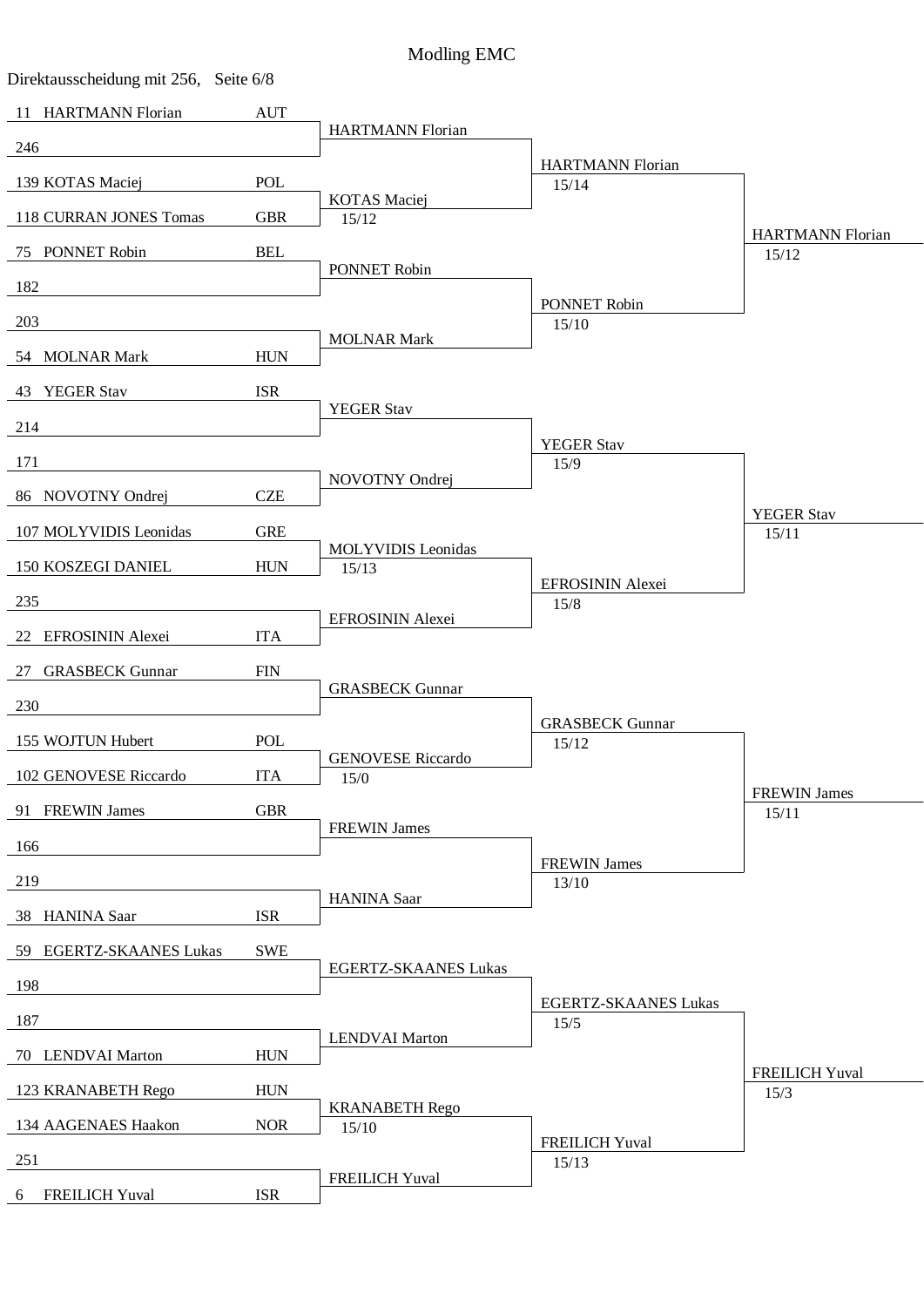Modling EMC

Direktausscheidung mit 256, Seite 6/8

| Tableau of 256 | | Tableau of 128 | Tableau of 64 | Tableau of 32 |
|---|---|---|---|---|
| 11 HARTMANN Florian | AUT | HARTMANN Florian | HARTMANN Florian 15/14 | HARTMANN Florian 15/12 |
| 246 | | | | |
| 139 KOTAS Maciej | POL | KOTAS Maciej 15/12 | | |
| 118 CURRAN JONES Tomas | GBR | | | |
| 75 PONNET Robin | BEL | PONNET Robin | PONNET Robin 15/10 | |
| 182 | | | | |
| 203 | | MOLNAR Mark | | |
| 54 MOLNAR Mark | HUN | | | |
| 43 YEGER Stav | ISR | YEGER Stav | YEGER Stav 15/9 | YEGER Stav 15/11 |
| 214 | | | | |
| 171 | | NOVOTNY Ondrej | | |
| 86 NOVOTNY Ondrej | CZE | | | |
| 107 MOLYVIDIS Leonidas | GRE | MOLYVIDIS Leonidas 15/13 | EFROSININ Alexei 15/8 | |
| 150 KOSZEGI DANIEL | HUN | | | |
| 235 | | EFROSININ Alexei | | |
| 22 EFROSININ Alexei | ITA | | | |
| 27 GRASBECK Gunnar | FIN | GRASBECK Gunnar | GRASBECK Gunnar 15/12 | FREWIN James 15/11 |
| 230 | | | | |
| 155 WOJTUN Hubert | POL | GENOVESE Riccardo 15/0 | | |
| 102 GENOVESE Riccardo | ITA | | | |
| 91 FREWIN James | GBR | FREWIN James | FREWIN James 13/10 | |
| 166 | | | | |
| 219 | | HANINA Saar | | |
| 38 HANINA Saar | ISR | | | |
| 59 EGERTZ-SKAANES Lukas | SWE | EGERTZ-SKAANES Lukas | EGERTZ-SKAANES Lukas 15/5 | FREILICH Yuval 15/3 |
| 198 | | | | |
| 187 | | LENDVAI Marton | | |
| 70 LENDVAI Marton | HUN | | | |
| 123 KRANABETH Rego | HUN | KRANABETH Rego 15/10 | FREILICH Yuval 15/13 | |
| 134 AAGENAES Haakon | NOR | | | |
| 251 | | FREILICH Yuval | | |
| 6 FREILICH Yuval | ISR | | | |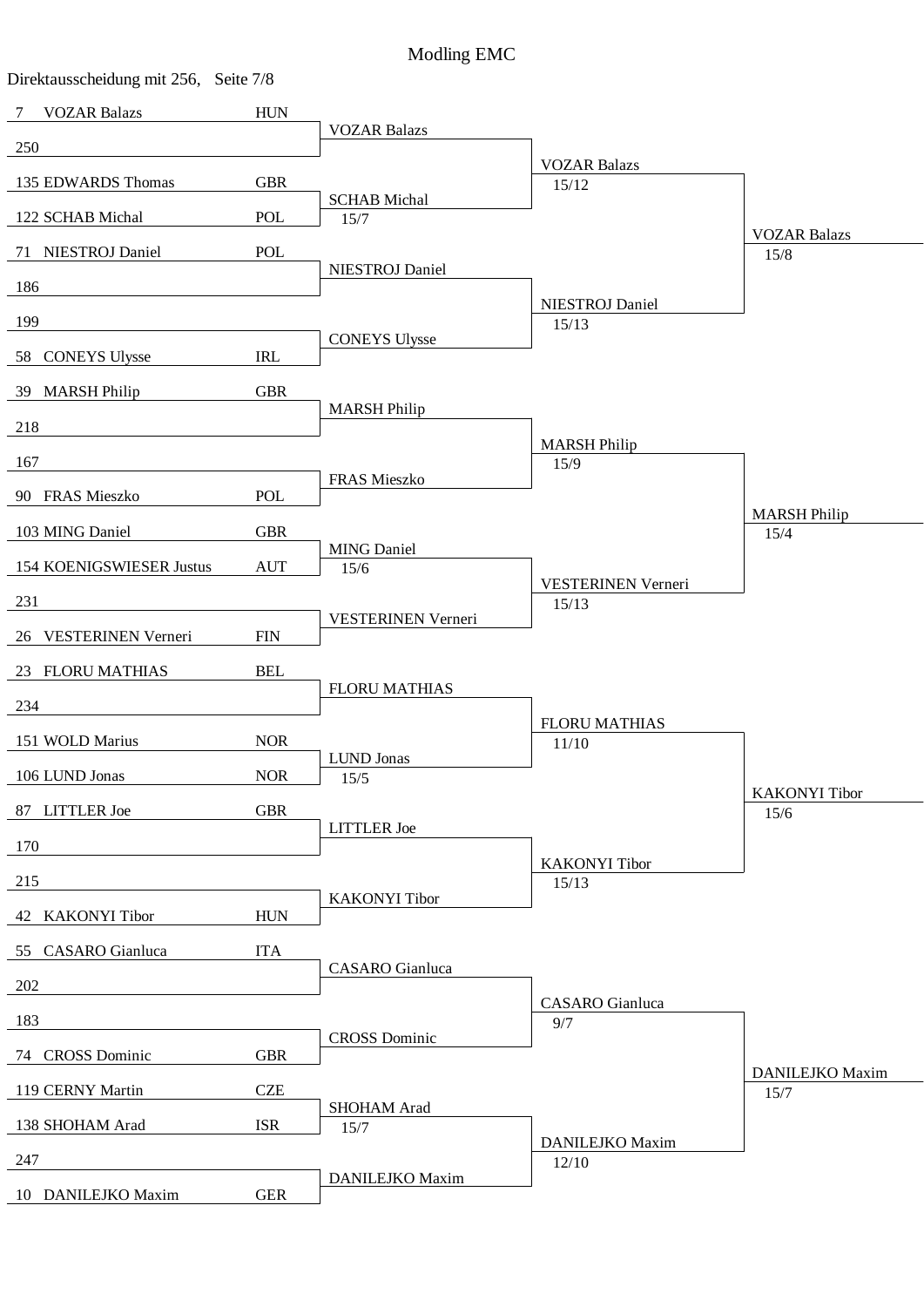# Modling EMC

Direktausscheidung mit 256, Seite 7/8

| Seed | Name | Nation | Round 2 | Round 3 | Round 4 |
|---|---|---|---|---|---|
| 7 | VOZAR Balazs | HUN | VOZAR Balazs | VOZAR Balazs 15/12 | VOZAR Balazs 15/8 |
| 250 | | | | | |
| 135 | EDWARDS Thomas | GBR | SCHAB Michal 15/7 | | |
| 122 | SCHAB Michal | POL | | | |
| 71 | NIESTROJ Daniel | POL | NIESTROJ Daniel | NIESTROJ Daniel 15/13 | |
| 186 | | | | | |
| 199 | | | CONEYS Ulysse | | |
| 58 | CONEYS Ulysse | IRL | | | |
| 39 | MARSH Philip | GBR | MARSH Philip | MARSH Philip 15/9 | MARSH Philip 15/4 |
| 218 | | | | | |
| 167 | | | FRAS Mieszko | | |
| 90 | FRAS Mieszko | POL | | | |
| 103 | MING Daniel | GBR | MING Daniel 15/6 | VESTERINEN Verneri 15/13 | |
| 154 | KOENIGSWIESER Justus | AUT | | | |
| 231 | | | VESTERINEN Verneri | | |
| 26 | VESTERINEN Verneri | FIN | | | |
| 23 | FLORU MATHIAS | BEL | FLORU MATHIAS | FLORU MATHIAS 11/10 | KAKONYI Tibor 15/6 |
| 234 | | | | | |
| 151 | WOLD Marius | NOR | LUND Jonas 15/5 | | |
| 106 | LUND Jonas | NOR | | | |
| 87 | LITTLER Joe | GBR | LITTLER Joe | KAKONYI Tibor 15/13 | |
| 170 | | | | | |
| 215 | | | KAKONYI Tibor | | |
| 42 | KAKONYI Tibor | HUN | | | |
| 55 | CASARO Gianluca | ITA | CASARO Gianluca | CASARO Gianluca 9/7 | DANILEJKO Maxim 15/7 |
| 202 | | | | | |
| 183 | | | CROSS Dominic | | |
| 74 | CROSS Dominic | GBR | | | |
| 119 | CERNY Martin | CZE | SHOHAM Arad 15/7 | DANILEJKO Maxim 12/10 | |
| 138 | SHOHAM Arad | ISR | | | |
| 247 | | | DANILEJKO Maxim | | |
| 10 | DANILEJKO Maxim | GER | | | |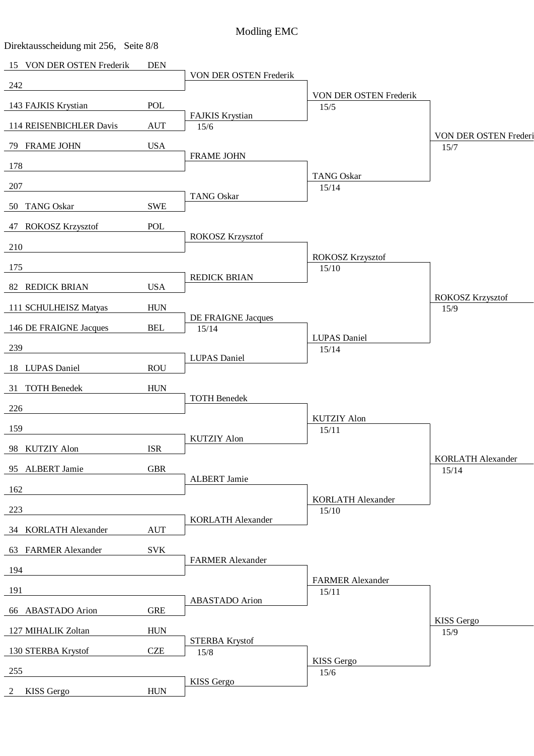# Modling EMC

Direktausscheidung mit 256, Seite 8/8

| Seed | Name | Nation | Round 2 | Round 3 | Round 4 |
|---|---|---|---|---|---|
| 15 | VON DER OSTEN Frederik | DEN | VON DER OSTEN Frederik | VON DER OSTEN Frederik 15/5 | VON DER OSTEN Frederi 15/7 |
| 242 | | | | | |
| 143 | FAJKIS Krystian | POL | FAJKIS Krystian 15/6 | | |
| 114 | REISENBICHLER Davis | AUT | | | |
| 79 | FRAME JOHN | USA | FRAME JOHN | TANG Oskar 15/14 | |
| 178 | | | | | |
| 207 | | | TANG Oskar | | |
| 50 | TANG Oskar | SWE | | | |
| 47 | ROKOSZ Krzysztof | POL | ROKOSZ Krzysztof | ROKOSZ Krzysztof 15/10 | ROKOSZ Krzysztof 15/9 |
| 210 | | | | | |
| 175 | | | REDICK BRIAN | | |
| 82 | REDICK BRIAN | USA | | | |
| 111 | SCHULHEISZ Matyas | HUN | DE FRAIGNE Jacques 15/14 | LUPAS Daniel 15/14 | |
| 146 | DE FRAIGNE Jacques | BEL | | | |
| 239 | | | LUPAS Daniel | | |
| 18 | LUPAS Daniel | ROU | | | |
| 31 | TOTH Benedek | HUN | TOTH Benedek | KUTZIY Alon 15/11 | KORLATH Alexander 15/14 |
| 226 | | | | | |
| 159 | | | KUTZIY Alon | | |
| 98 | KUTZIY Alon | ISR | | | |
| 95 | ALBERT Jamie | GBR | ALBERT Jamie | KORLATH Alexander 15/10 | |
| 162 | | | | | |
| 223 | | | KORLATH Alexander | | |
| 34 | KORLATH Alexander | AUT | | | |
| 63 | FARMER Alexander | SVK | FARMER Alexander | FARMER Alexander 15/11 | KISS Gergo 15/9 |
| 194 | | | | | |
| 191 | | | ABASTADO Arion | | |
| 66 | ABASTADO Arion | GRE | | | |
| 127 | MIHALIK Zoltan | HUN | STERBA Krystof 15/8 | KISS Gergo 15/6 | |
| 130 | STERBA Krystof | CZE | | | |
| 255 | | | KISS Gergo | | |
| 2 | KISS Gergo | HUN | | | |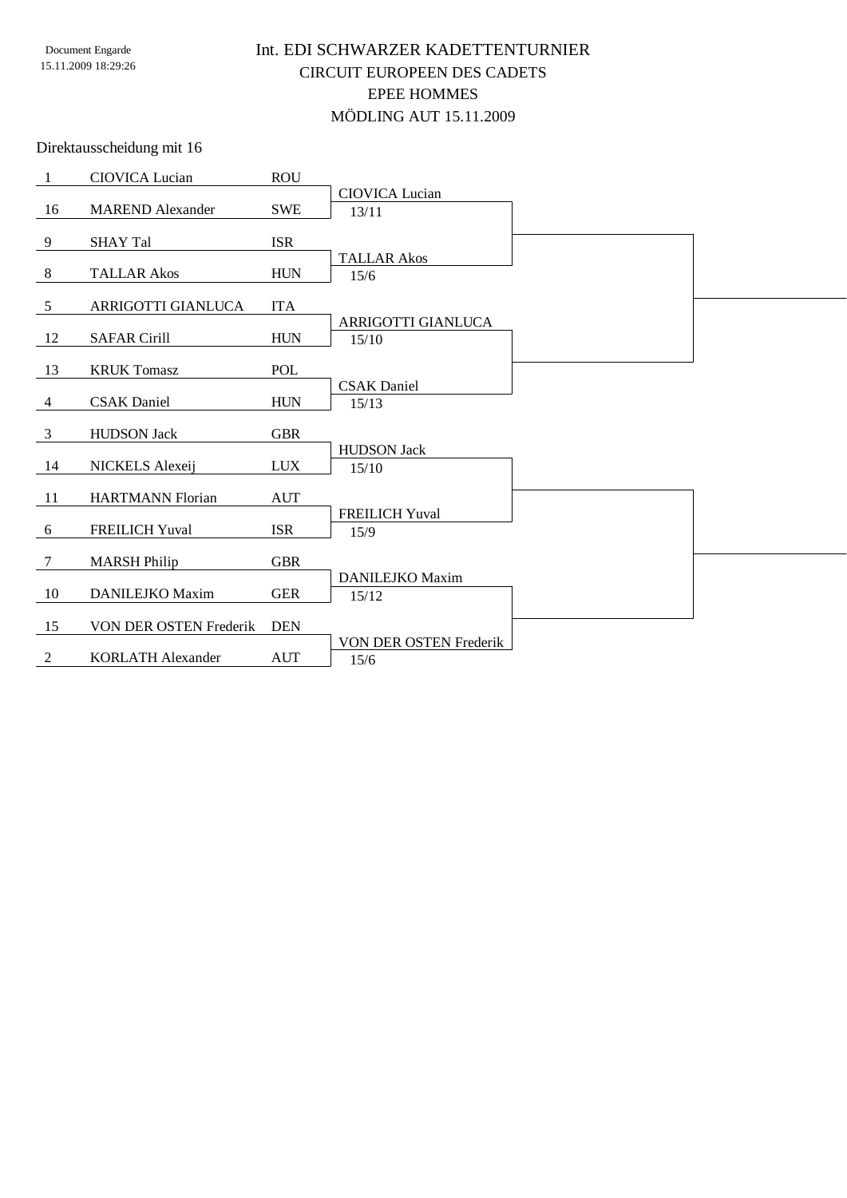Document Engarde
15.11.2009 18:29:26

# Int. EDI SCHWARZER KADETTENTURNIER

CIRCUIT EUROPEEN DES CADETS

EPEE HOMMES

MÖDLING AUT 15.11.2009

Direktausscheidung mit 16

| | | | | |
|---|---|---|---|---|
| 1 | CIOVICA Lucian | ROU | CIOVICA Lucian | 13/11 |
| 16 | MAREND Alexander | SWE | | |
| 9 | SHAY Tal | ISR | TALLAR Akos | 15/6 |
| 8 | TALLAR Akos | HUN | | |
| 5 | ARRIGOTTI GIANLUCA | ITA | ARRIGOTTI GIANLUCA | 15/10 |
| 12 | SAFAR Cirill | HUN | | |
| 13 | KRUK Tomasz | POL | CSAK Daniel | 15/13 |
| 4 | CSAK Daniel | HUN | | |
| 3 | HUDSON Jack | GBR | HUDSON Jack | 15/10 |
| 14 | NICKELS Alexeij | LUX | | |
| 11 | HARTMANN Florian | AUT | FREILICH Yuval | 15/9 |
| 6 | FREILICH Yuval | ISR | | |
| 7 | MARSH Philip | GBR | DANILEJKO Maxim | 15/12 |
| 10 | DANILEJKO Maxim | GER | | |
| 15 | VON DER OSTEN Frederik | DEN | VON DER OSTEN Frederik | 15/6 |
| 2 | KORLATH Alexander | AUT | | |